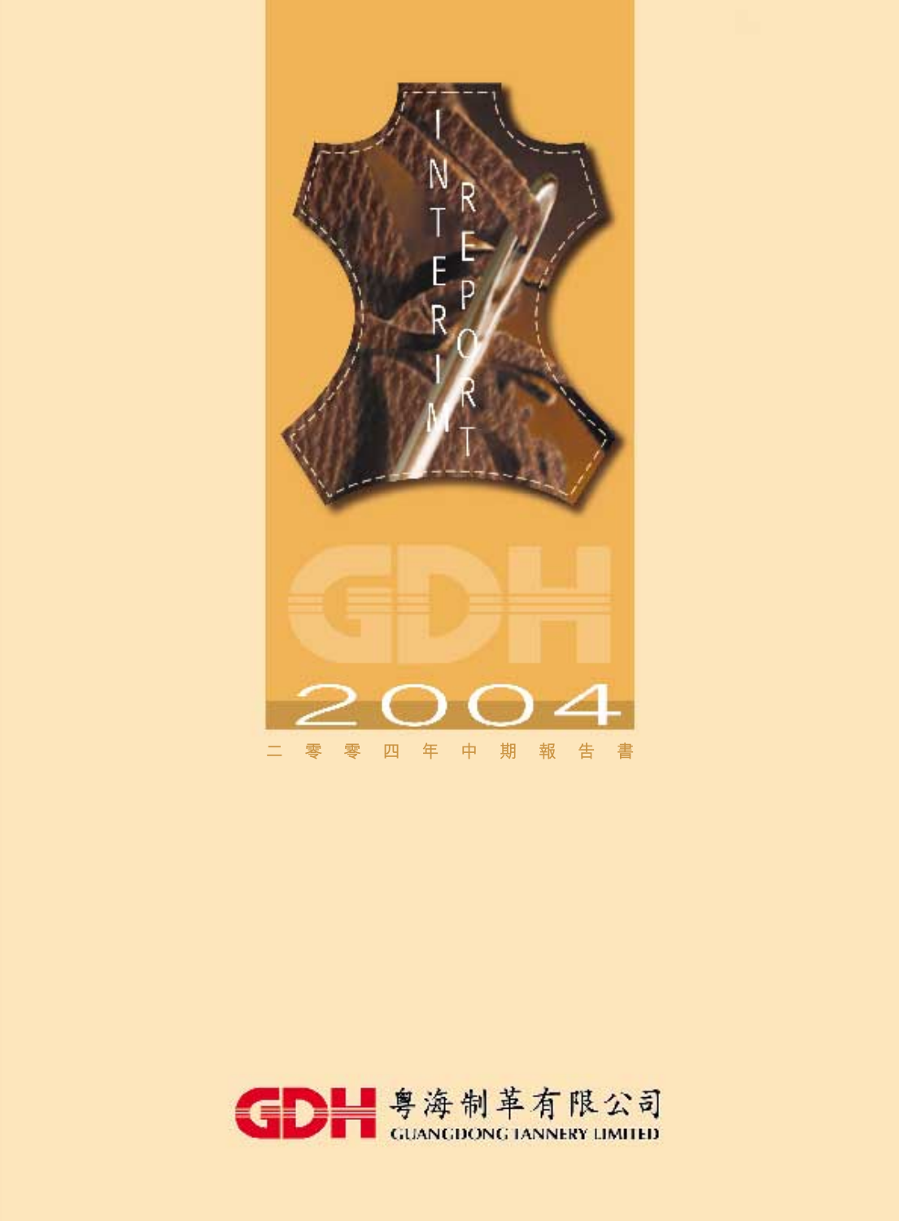# INTERIM REPORT

GDH

2004

二 零 零 四 年 中 期 報 告 書

GDH 粵海制革有限公司

GUANGDONG TANNERY LIMITED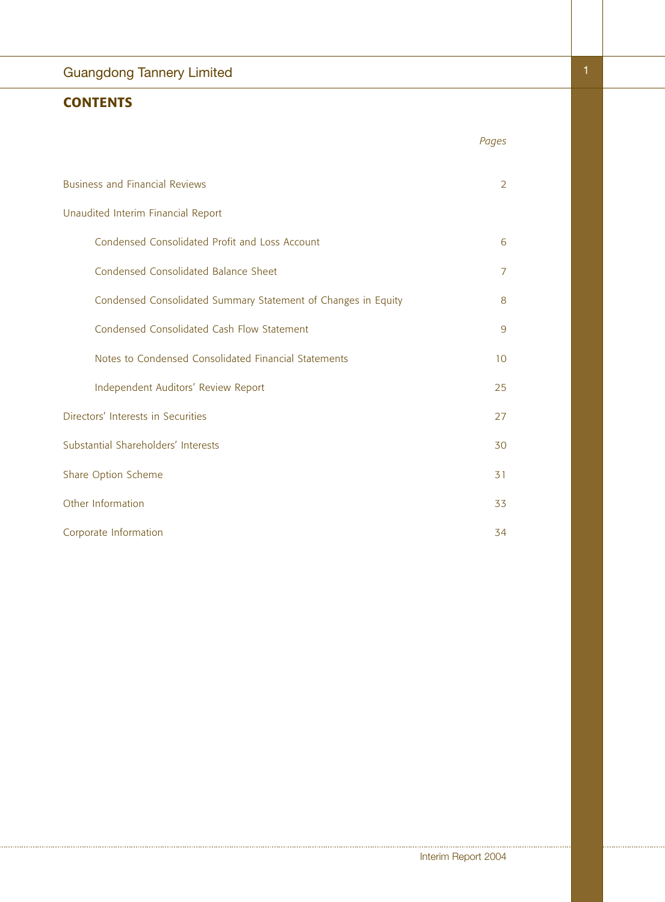## CONTENTS

| | Pages |
|---|---|
| Business and Financial Reviews | 2 |
| Unaudited Interim Financial Report | |
| Condensed Consolidated Profit and Loss Account | 6 |
| Condensed Consolidated Balance Sheet | 7 |
| Condensed Consolidated Summary Statement of Changes in Equity | 8 |
| Condensed Consolidated Cash Flow Statement | 9 |
| Notes to Condensed Consolidated Financial Statements | 10 |
| Independent Auditors' Review Report | 25 |
| Directors' Interests in Securities | 27 |
| Substantial Shareholders' Interests | 30 |
| Share Option Scheme | 31 |
| Other Information | 33 |
| Corporate Information | 34 |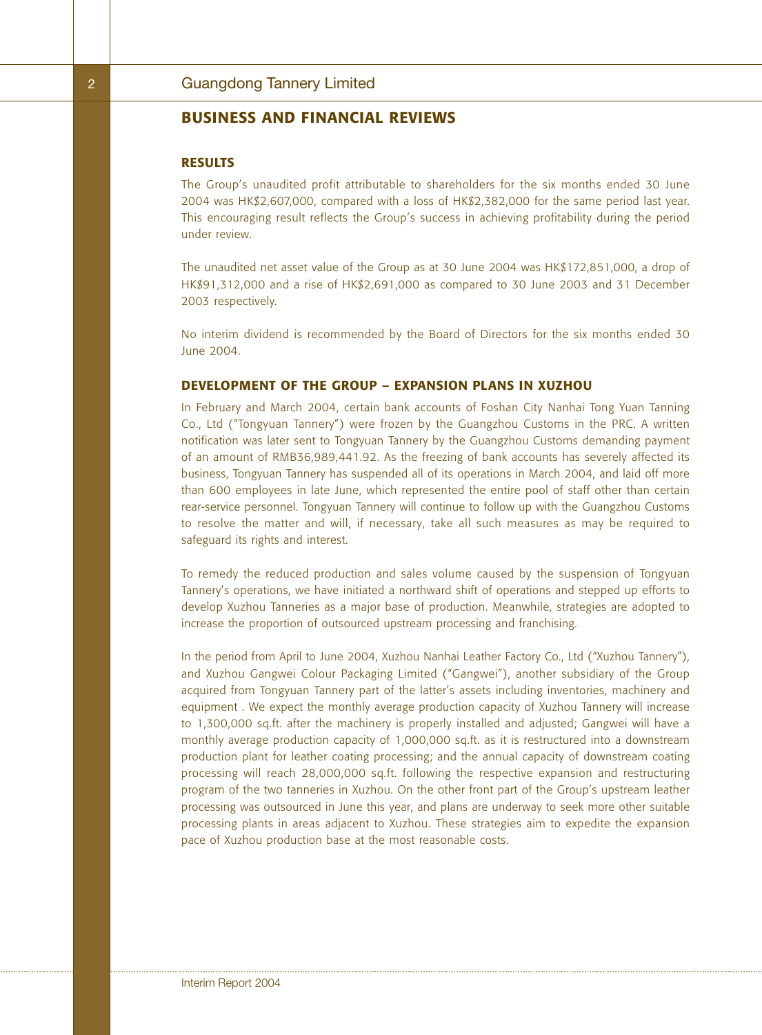# BUSINESS AND FINANCIAL REVIEWS

## RESULTS

The Group's unaudited profit attributable to shareholders for the six months ended 30 June 2004 was HK$2,607,000, compared with a loss of HK$2,382,000 for the same period last year. This encouraging result reflects the Group's success in achieving profitability during the period under review.

The unaudited net asset value of the Group as at 30 June 2004 was HK$172,851,000, a drop of HK$91,312,000 and a rise of HK$2,691,000 as compared to 30 June 2003 and 31 December 2003 respectively.

No interim dividend is recommended by the Board of Directors for the six months ended 30 June 2004.

## DEVELOPMENT OF THE GROUP – EXPANSION PLANS IN XUZHOU

In February and March 2004, certain bank accounts of Foshan City Nanhai Tong Yuan Tanning Co., Ltd ("Tongyuan Tannery") were frozen by the Guangzhou Customs in the PRC. A written notification was later sent to Tongyuan Tannery by the Guangzhou Customs demanding payment of an amount of RMB36,989,441.92. As the freezing of bank accounts has severely affected its business, Tongyuan Tannery has suspended all of its operations in March 2004, and laid off more than 600 employees in late June, which represented the entire pool of staff other than certain rear-service personnel. Tongyuan Tannery will continue to follow up with the Guangzhou Customs to resolve the matter and will, if necessary, take all such measures as may be required to safeguard its rights and interest.

To remedy the reduced production and sales volume caused by the suspension of Tongyuan Tannery's operations, we have initiated a northward shift of operations and stepped up efforts to develop Xuzhou Tanneries as a major base of production. Meanwhile, strategies are adopted to increase the proportion of outsourced upstream processing and franchising.

In the period from April to June 2004, Xuzhou Nanhai Leather Factory Co., Ltd ("Xuzhou Tannery"), and Xuzhou Gangwei Colour Packaging Limited ("Gangwei"), another subsidiary of the Group acquired from Tongyuan Tannery part of the latter's assets including inventories, machinery and equipment . We expect the monthly average production capacity of Xuzhou Tannery will increase to 1,300,000 sq.ft. after the machinery is properly installed and adjusted; Gangwei will have a monthly average production capacity of 1,000,000 sq.ft. as it is restructured into a downstream production plant for leather coating processing; and the annual capacity of downstream coating processing will reach 28,000,000 sq.ft. following the respective expansion and restructuring program of the two tanneries in Xuzhou. On the other front part of the Group's upstream leather processing was outsourced in June this year, and plans are underway to seek more other suitable processing plants in areas adjacent to Xuzhou. These strategies aim to expedite the expansion pace of Xuzhou production base at the most reasonable costs.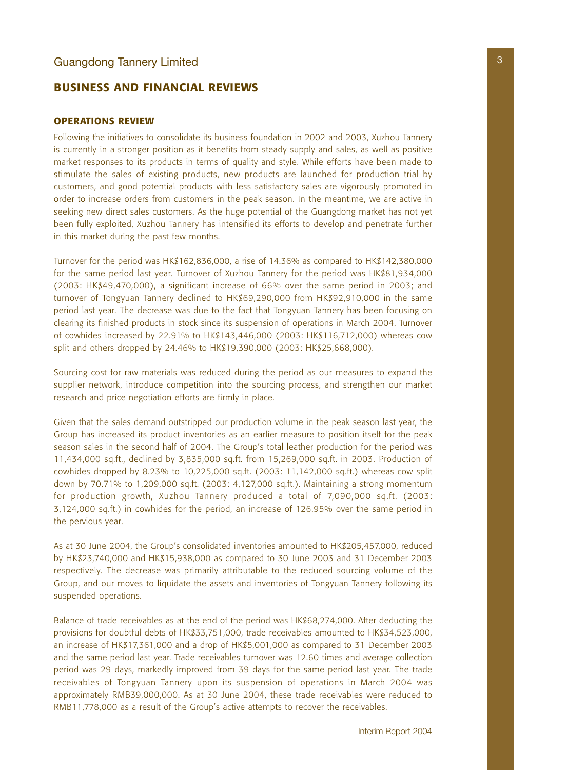## BUSINESS AND FINANCIAL REVIEWS

### OPERATIONS REVIEW

Following the initiatives to consolidate its business foundation in 2002 and 2003, Xuzhou Tannery is currently in a stronger position as it benefits from steady supply and sales, as well as positive market responses to its products in terms of quality and style. While efforts have been made to stimulate the sales of existing products, new products are launched for production trial by customers, and good potential products with less satisfactory sales are vigorously promoted in order to increase orders from customers in the peak season. In the meantime, we are active in seeking new direct sales customers. As the huge potential of the Guangdong market has not yet been fully exploited, Xuzhou Tannery has intensified its efforts to develop and penetrate further in this market during the past few months.

Turnover for the period was HK$162,836,000, a rise of 14.36% as compared to HK$142,380,000 for the same period last year. Turnover of Xuzhou Tannery for the period was HK$81,934,000 (2003: HK$49,470,000), a significant increase of 66% over the same period in 2003; and turnover of Tongyuan Tannery declined to HK$69,290,000 from HK$92,910,000 in the same period last year. The decrease was due to the fact that Tongyuan Tannery has been focusing on clearing its finished products in stock since its suspension of operations in March 2004. Turnover of cowhides increased by 22.91% to HK$143,446,000 (2003: HK$116,712,000) whereas cow split and others dropped by 24.46% to HK$19,390,000 (2003: HK$25,668,000).

Sourcing cost for raw materials was reduced during the period as our measures to expand the supplier network, introduce competition into the sourcing process, and strengthen our market research and price negotiation efforts are firmly in place.

Given that the sales demand outstripped our production volume in the peak season last year, the Group has increased its product inventories as an earlier measure to position itself for the peak season sales in the second half of 2004. The Group's total leather production for the period was 11,434,000 sq.ft., declined by 3,835,000 sq.ft. from 15,269,000 sq.ft. in 2003. Production of cowhides dropped by 8.23% to 10,225,000 sq.ft. (2003: 11,142,000 sq.ft.) whereas cow split down by 70.71% to 1,209,000 sq.ft. (2003: 4,127,000 sq.ft.). Maintaining a strong momentum for production growth, Xuzhou Tannery produced a total of 7,090,000 sq.ft. (2003: 3,124,000 sq.ft.) in cowhides for the period, an increase of 126.95% over the same period in the pervious year.

As at 30 June 2004, the Group's consolidated inventories amounted to HK$205,457,000, reduced by HK$23,740,000 and HK$15,938,000 as compared to 30 June 2003 and 31 December 2003 respectively. The decrease was primarily attributable to the reduced sourcing volume of the Group, and our moves to liquidate the assets and inventories of Tongyuan Tannery following its suspended operations.

Balance of trade receivables as at the end of the period was HK$68,274,000. After deducting the provisions for doubtful debts of HK$33,751,000, trade receivables amounted to HK$34,523,000, an increase of HK$17,361,000 and a drop of HK$5,001,000 as compared to 31 December 2003 and the same period last year. Trade receivables turnover was 12.60 times and average collection period was 29 days, markedly improved from 39 days for the same period last year. The trade receivables of Tongyuan Tannery upon its suspension of operations in March 2004 was approximately RMB39,000,000. As at 30 June 2004, these trade receivables were reduced to RMB11,778,000 as a result of the Group's active attempts to recover the receivables.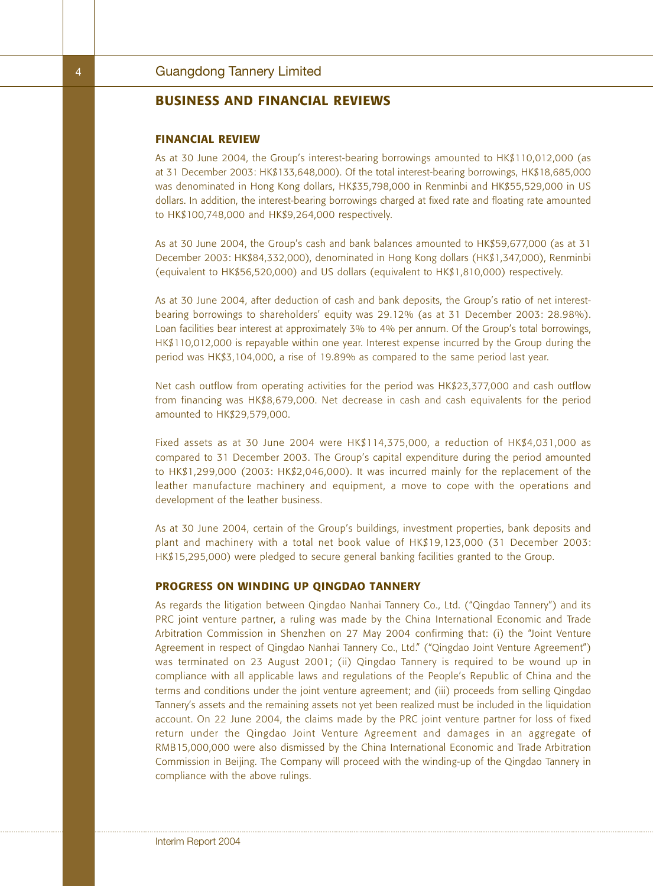## BUSINESS AND FINANCIAL REVIEWS

### FINANCIAL REVIEW

As at 30 June 2004, the Group's interest-bearing borrowings amounted to HK$110,012,000 (as at 31 December 2003: HK$133,648,000). Of the total interest-bearing borrowings, HK$18,685,000 was denominated in Hong Kong dollars, HK$35,798,000 in Renminbi and HK$55,529,000 in US dollars. In addition, the interest-bearing borrowings charged at fixed rate and floating rate amounted to HK$100,748,000 and HK$9,264,000 respectively.

As at 30 June 2004, the Group's cash and bank balances amounted to HK$59,677,000 (as at 31 December 2003: HK$84,332,000), denominated in Hong Kong dollars (HK$1,347,000), Renminbi (equivalent to HK$56,520,000) and US dollars (equivalent to HK$1,810,000) respectively.

As at 30 June 2004, after deduction of cash and bank deposits, the Group's ratio of net interest-bearing borrowings to shareholders' equity was 29.12% (as at 31 December 2003: 28.98%). Loan facilities bear interest at approximately 3% to 4% per annum. Of the Group's total borrowings, HK$110,012,000 is repayable within one year. Interest expense incurred by the Group during the period was HK$3,104,000, a rise of 19.89% as compared to the same period last year.

Net cash outflow from operating activities for the period was HK$23,377,000 and cash outflow from financing was HK$8,679,000. Net decrease in cash and cash equivalents for the period amounted to HK$29,579,000.

Fixed assets as at 30 June 2004 were HK$114,375,000, a reduction of HK$4,031,000 as compared to 31 December 2003. The Group's capital expenditure during the period amounted to HK$1,299,000 (2003: HK$2,046,000). It was incurred mainly for the replacement of the leather manufacture machinery and equipment, a move to cope with the operations and development of the leather business.

As at 30 June 2004, certain of the Group's buildings, investment properties, bank deposits and plant and machinery with a total net book value of HK$19,123,000 (31 December 2003: HK$15,295,000) were pledged to secure general banking facilities granted to the Group.

### PROGRESS ON WINDING UP QINGDAO TANNERY

As regards the litigation between Qingdao Nanhai Tannery Co., Ltd. ("Qingdao Tannery") and its PRC joint venture partner, a ruling was made by the China International Economic and Trade Arbitration Commission in Shenzhen on 27 May 2004 confirming that: (i) the "Joint Venture Agreement in respect of Qingdao Nanhai Tannery Co., Ltd." ("Qingdao Joint Venture Agreement") was terminated on 23 August 2001; (ii) Qingdao Tannery is required to be wound up in compliance with all applicable laws and regulations of the People's Republic of China and the terms and conditions under the joint venture agreement; and (iii) proceeds from selling Qingdao Tannery's assets and the remaining assets not yet been realized must be included in the liquidation account. On 22 June 2004, the claims made by the PRC joint venture partner for loss of fixed return under the Qingdao Joint Venture Agreement and damages in an aggregate of RMB15,000,000 were also dismissed by the China International Economic and Trade Arbitration Commission in Beijing. The Company will proceed with the winding-up of the Qingdao Tannery in compliance with the above rulings.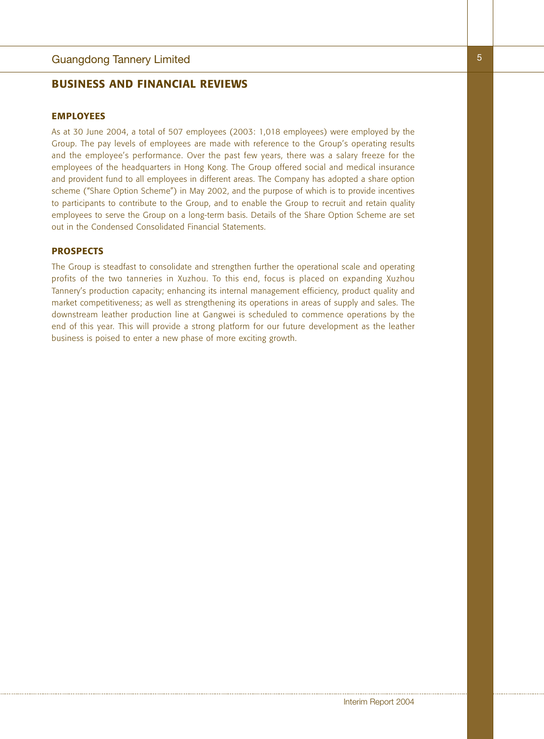## BUSINESS AND FINANCIAL REVIEWS

### EMPLOYEES

As at 30 June 2004, a total of 507 employees (2003: 1,018 employees) were employed by the Group. The pay levels of employees are made with reference to the Group's operating results and the employee's performance. Over the past few years, there was a salary freeze for the employees of the headquarters in Hong Kong. The Group offered social and medical insurance and provident fund to all employees in different areas. The Company has adopted a share option scheme ("Share Option Scheme") in May 2002, and the purpose of which is to provide incentives to participants to contribute to the Group, and to enable the Group to recruit and retain quality employees to serve the Group on a long-term basis. Details of the Share Option Scheme are set out in the Condensed Consolidated Financial Statements.

### PROSPECTS

The Group is steadfast to consolidate and strengthen further the operational scale and operating profits of the two tanneries in Xuzhou. To this end, focus is placed on expanding Xuzhou Tannery's production capacity; enhancing its internal management efficiency, product quality and market competitiveness; as well as strengthening its operations in areas of supply and sales. The downstream leather production line at Gangwei is scheduled to commence operations by the end of this year. This will provide a strong platform for our future development as the leather business is poised to enter a new phase of more exciting growth.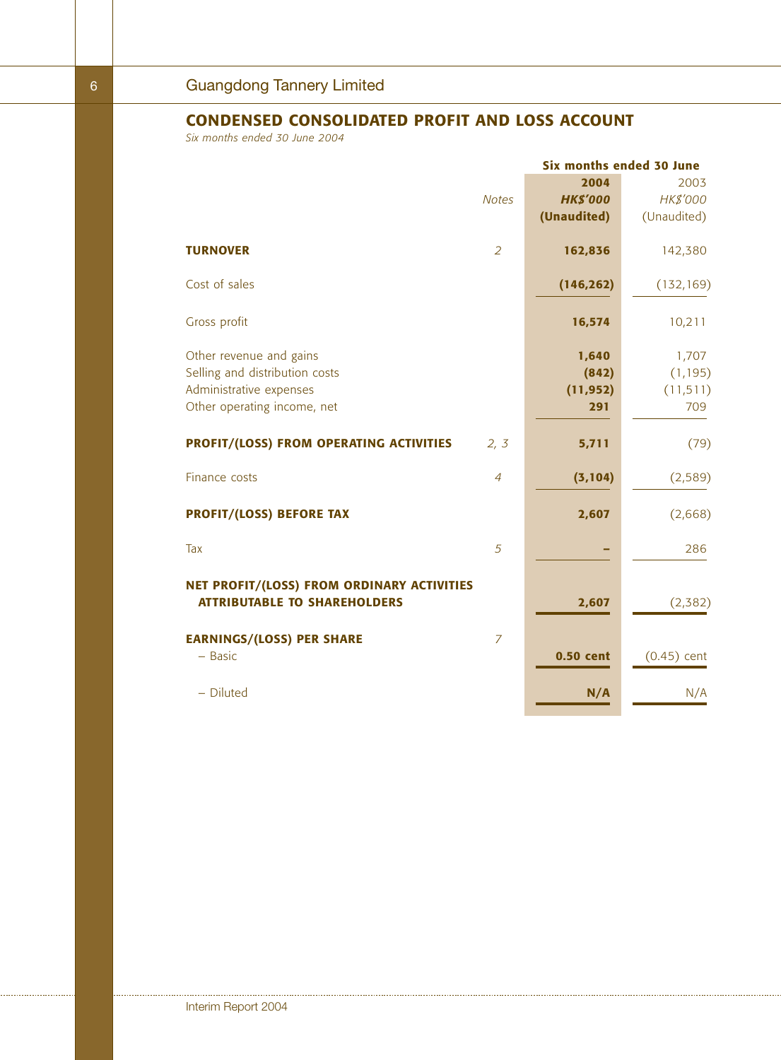## CONDENSED CONSOLIDATED PROFIT AND LOSS ACCOUNT

*Six months ended 30 June 2004*

| | Notes | Six months ended 30 June 2004 HK$'000 (Unaudited) | 2003 HK$'000 (Unaudited) |
|---|---|---|---|
| **TURNOVER** | 2 | **162,836** | 142,380 |
| Cost of sales | | **(146,262)** | (132,169) |
| Gross profit | | **16,574** | 10,211 |
| Other revenue and gains | | **1,640** | 1,707 |
| Selling and distribution costs | | **(842)** | (1,195) |
| Administrative expenses | | **(11,952)** | (11,511) |
| Other operating income, net | | **291** | 709 |
| **PROFIT/(LOSS) FROM OPERATING ACTIVITIES** | 2, 3 | **5,711** | (79) |
| Finance costs | 4 | **(3,104)** | (2,589) |
| **PROFIT/(LOSS) BEFORE TAX** | | **2,607** | (2,668) |
| Tax | 5 | **–** | 286 |
| **NET PROFIT/(LOSS) FROM ORDINARY ACTIVITIES ATTRIBUTABLE TO SHAREHOLDERS** | | **2,607** | (2,382) |
| **EARNINGS/(LOSS) PER SHARE** | 7 | | |
| – Basic | | **0.50 cent** | (0.45) cent |
| – Diluted | | **N/A** | N/A |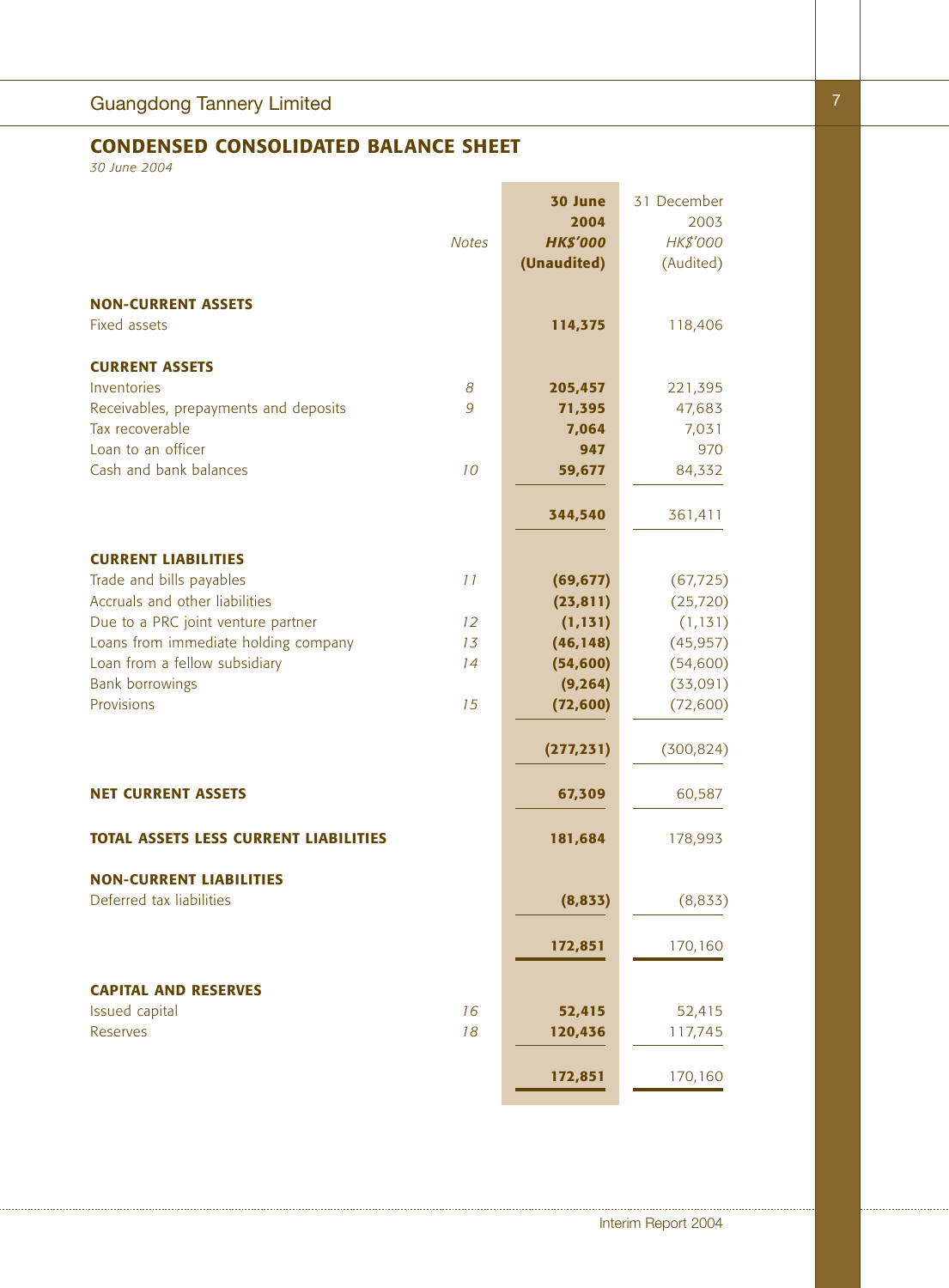## CONDENSED CONSOLIDATED BALANCE SHEET

*30 June 2004*

| | Notes | 30 June 2004 HK$'000 (Unaudited) | 31 December 2003 HK$'000 (Audited) |
|---|---|---|---|
| **NON-CURRENT ASSETS** | | | |
| Fixed assets | | **114,375** | 118,406 |
| **CURRENT ASSETS** | | | |
| Inventories | 8 | **205,457** | 221,395 |
| Receivables, prepayments and deposits | 9 | **71,395** | 47,683 |
| Tax recoverable | | **7,064** | 7,031 |
| Loan to an officer | | **947** | 970 |
| Cash and bank balances | 10 | **59,677** | 84,332 |
| | | **344,540** | 361,411 |
| **CURRENT LIABILITIES** | | | |
| Trade and bills payables | 11 | **(69,677)** | (67,725) |
| Accruals and other liabilities | | **(23,811)** | (25,720) |
| Due to a PRC joint venture partner | 12 | **(1,131)** | (1,131) |
| Loans from immediate holding company | 13 | **(46,148)** | (45,957) |
| Loan from a fellow subsidiary | 14 | **(54,600)** | (54,600) |
| Bank borrowings | | **(9,264)** | (33,091) |
| Provisions | 15 | **(72,600)** | (72,600) |
| | | **(277,231)** | (300,824) |
| **NET CURRENT ASSETS** | | **67,309** | 60,587 |
| **TOTAL ASSETS LESS CURRENT LIABILITIES** | | **181,684** | 178,993 |
| **NON-CURRENT LIABILITIES** | | | |
| Deferred tax liabilities | | **(8,833)** | (8,833) |
| | | **172,851** | 170,160 |
| **CAPITAL AND RESERVES** | | | |
| Issued capital | 16 | **52,415** | 52,415 |
| Reserves | 18 | **120,436** | 117,745 |
| | | **172,851** | 170,160 |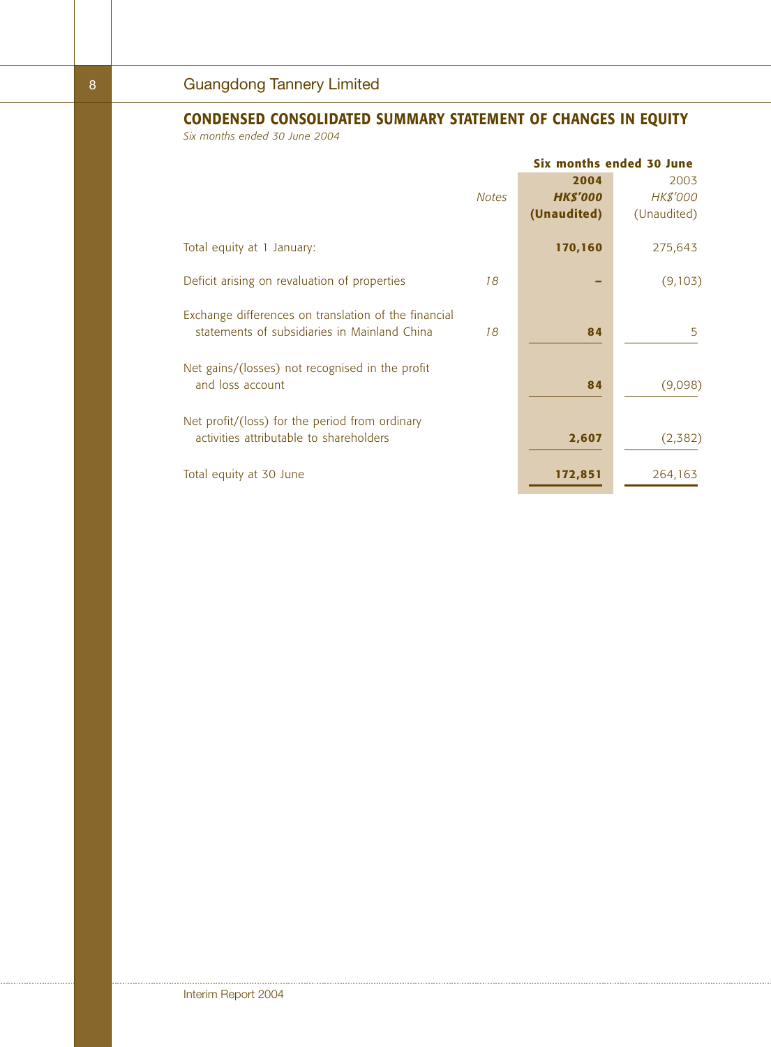## CONDENSED CONSOLIDATED SUMMARY STATEMENT OF CHANGES IN EQUITY

*Six months ended 30 June 2004*

| | | Six months ended 30 June | |
|---|---|---|---|
| | *Notes* | **2004** | 2003 |
| | | ***HK$'000*** | *HK$'000* |
| | | **(Unaudited)** | (Unaudited) |
| Total equity at 1 January: | | **170,160** | 275,643 |
| Deficit arising on revaluation of properties | *18* | **–** | (9,103) |
| Exchange differences on translation of the financial statements of subsidiaries in Mainland China | *18* | **84** | 5 |
| Net gains/(losses) not recognised in the profit and loss account | | **84** | (9,098) |
| Net profit/(loss) for the period from ordinary activities attributable to shareholders | | **2,607** | (2,382) |
| Total equity at 30 June | | **172,851** | 264,163 |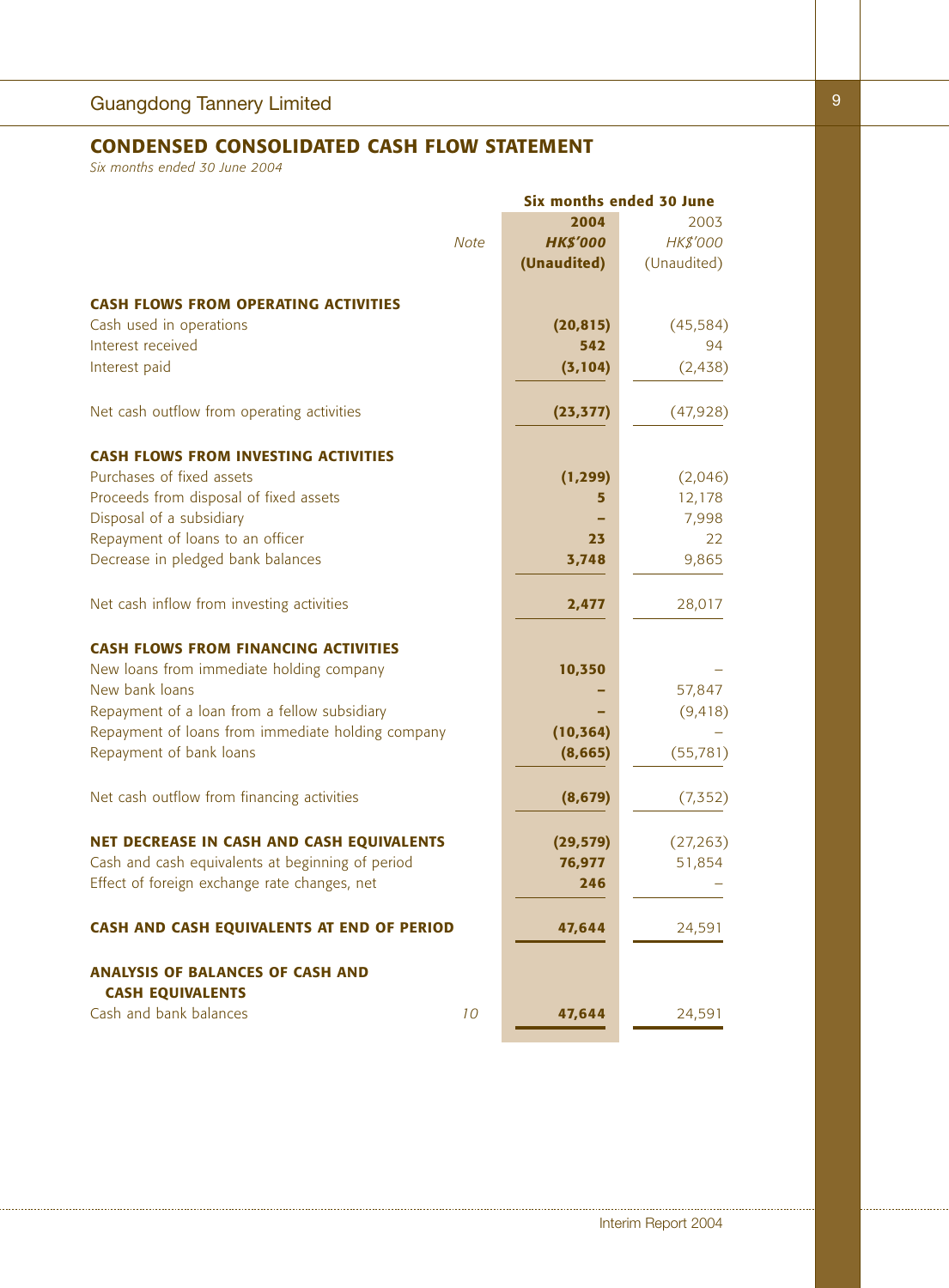## CONDENSED CONSOLIDATED CASH FLOW STATEMENT

*Six months ended 30 June 2004*

| | Note | Six months ended 30 June 2004 HK$'000 (Unaudited) | 2003 HK$'000 (Unaudited) |
|---|---|---|---|
| **CASH FLOWS FROM OPERATING ACTIVITIES** | | | |
| Cash used in operations | | **(20,815)** | (45,584) |
| Interest received | | **542** | 94 |
| Interest paid | | **(3,104)** | (2,438) |
| Net cash outflow from operating activities | | **(23,377)** | (47,928) |
| **CASH FLOWS FROM INVESTING ACTIVITIES** | | | |
| Purchases of fixed assets | | **(1,299)** | (2,046) |
| Proceeds from disposal of fixed assets | | **5** | 12,178 |
| Disposal of a subsidiary | | **–** | 7,998 |
| Repayment of loans to an officer | | **23** | 22 |
| Decrease in pledged bank balances | | **3,748** | 9,865 |
| Net cash inflow from investing activities | | **2,477** | 28,017 |
| **CASH FLOWS FROM FINANCING ACTIVITIES** | | | |
| New loans from immediate holding company | | **10,350** | – |
| New bank loans | | **–** | 57,847 |
| Repayment of a loan from a fellow subsidiary | | **–** | (9,418) |
| Repayment of loans from immediate holding company | | **(10,364)** | – |
| Repayment of bank loans | | **(8,665)** | (55,781) |
| Net cash outflow from financing activities | | **(8,679)** | (7,352) |
| **NET DECREASE IN CASH AND CASH EQUIVALENTS** | | **(29,579)** | (27,263) |
| Cash and cash equivalents at beginning of period | | **76,977** | 51,854 |
| Effect of foreign exchange rate changes, net | | **246** | – |
| **CASH AND CASH EQUIVALENTS AT END OF PERIOD** | | **47,644** | 24,591 |
| **ANALYSIS OF BALANCES OF CASH AND CASH EQUIVALENTS** | | | |
| Cash and bank balances | 10 | **47,644** | 24,591 |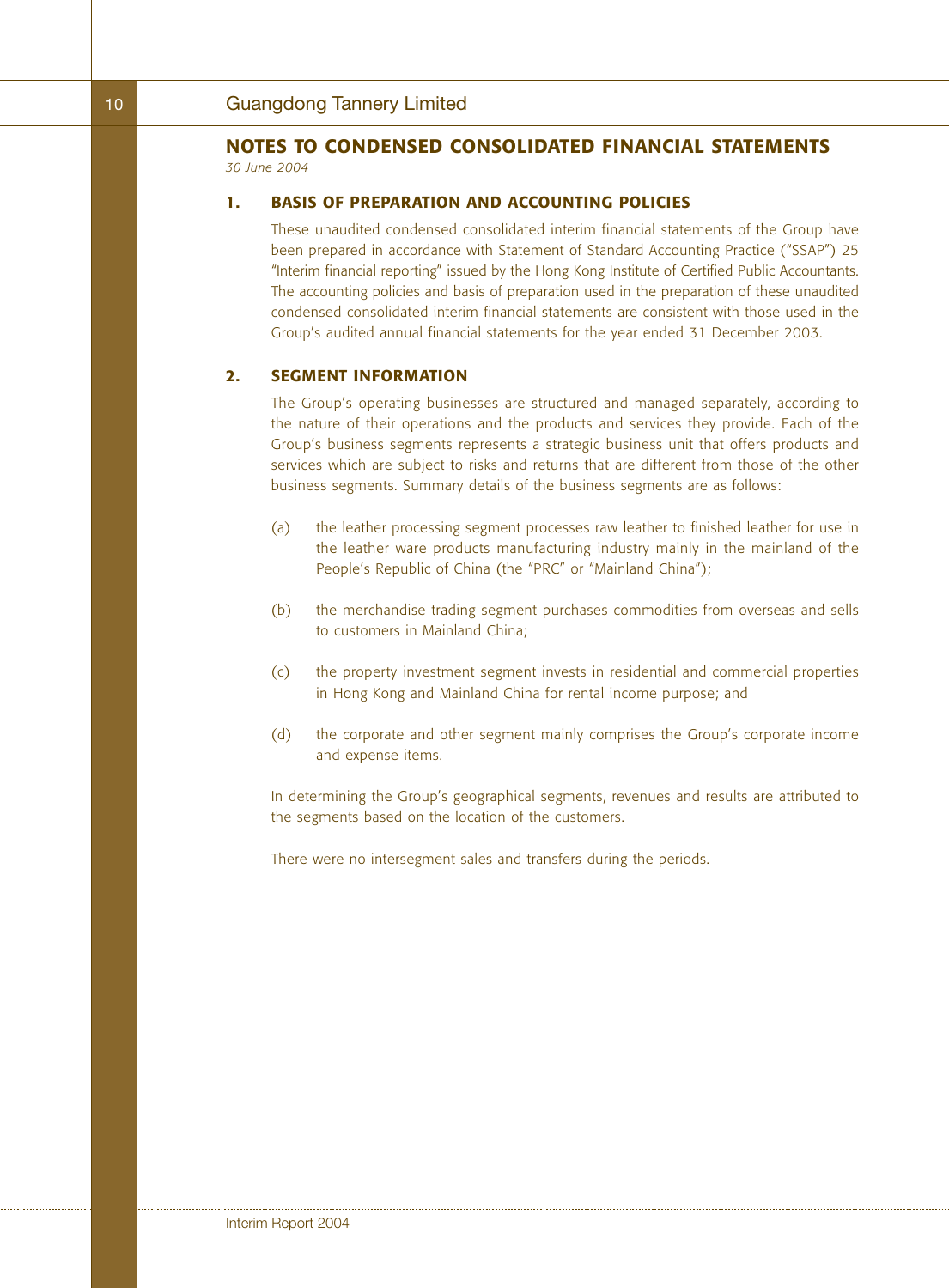## NOTES TO CONDENSED CONSOLIDATED FINANCIAL STATEMENTS

*30 June 2004*

### 1. BASIS OF PREPARATION AND ACCOUNTING POLICIES

These unaudited condensed consolidated interim financial statements of the Group have been prepared in accordance with Statement of Standard Accounting Practice ("SSAP") 25 "Interim financial reporting" issued by the Hong Kong Institute of Certified Public Accountants. The accounting policies and basis of preparation used in the preparation of these unaudited condensed consolidated interim financial statements are consistent with those used in the Group's audited annual financial statements for the year ended 31 December 2003.

### 2. SEGMENT INFORMATION

The Group's operating businesses are structured and managed separately, according to the nature of their operations and the products and services they provide. Each of the Group's business segments represents a strategic business unit that offers products and services which are subject to risks and returns that are different from those of the other business segments. Summary details of the business segments are as follows:

(a) the leather processing segment processes raw leather to finished leather for use in the leather ware products manufacturing industry mainly in the mainland of the People's Republic of China (the "PRC" or "Mainland China");

(b) the merchandise trading segment purchases commodities from overseas and sells to customers in Mainland China;

(c) the property investment segment invests in residential and commercial properties in Hong Kong and Mainland China for rental income purpose; and

(d) the corporate and other segment mainly comprises the Group's corporate income and expense items.

In determining the Group's geographical segments, revenues and results are attributed to the segments based on the location of the customers.

There were no intersegment sales and transfers during the periods.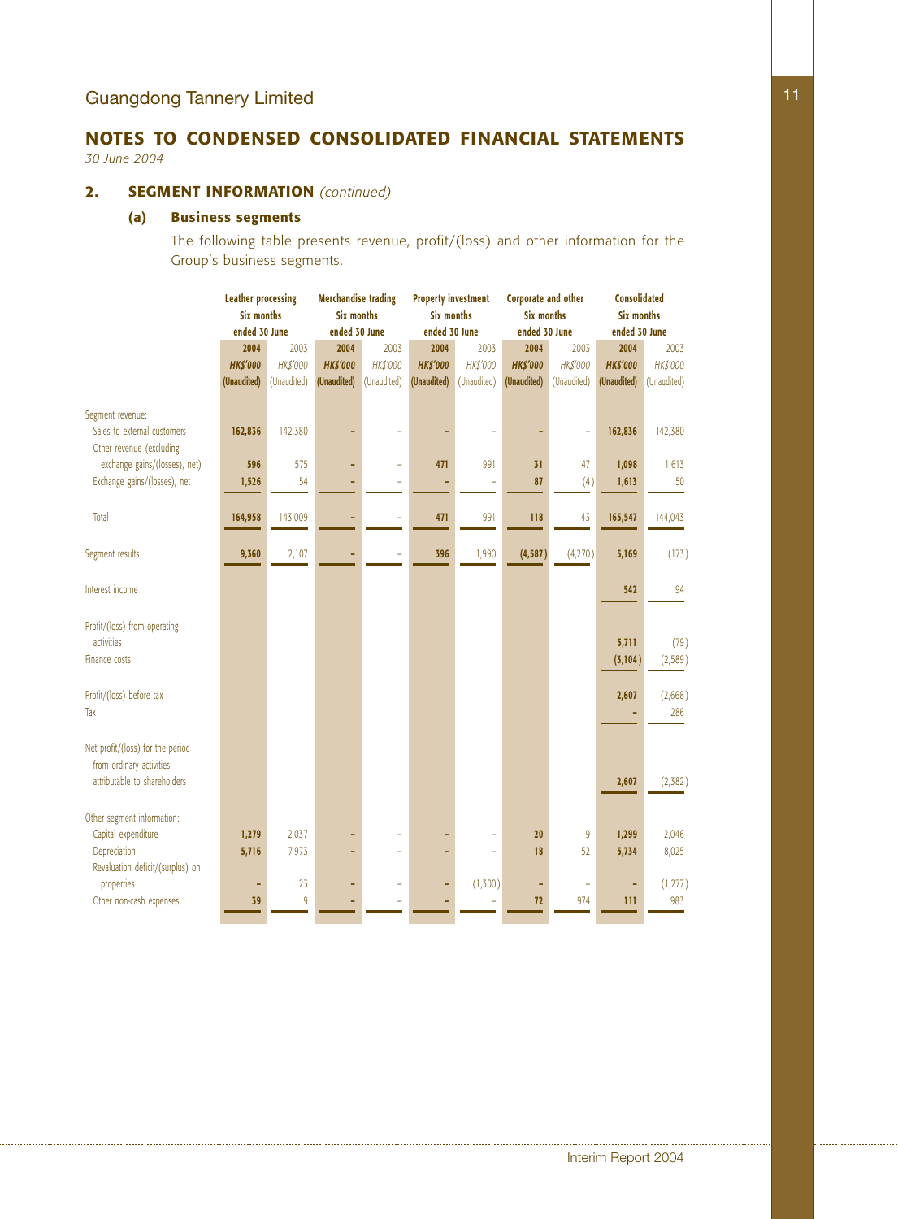## NOTES TO CONDENSED CONSOLIDATED FINANCIAL STATEMENTS

*30 June 2004*

### 2. SEGMENT INFORMATION *(continued)*

#### (a) Business segments

The following table presents revenue, profit/(loss) and other information for the Group's business segments.

| | Leather processing Six months ended 30 June | | Merchandise trading Six months ended 30 June | | Property investment Six months ended 30 June | | Corporate and other Six months ended 30 June | | Consolidated Six months ended 30 June | |
|---|---|---|---|---|---|---|---|---|---|---|
| | **2004** | 2003 | **2004** | 2003 | **2004** | 2003 | **2004** | 2003 | **2004** | 2003 |
| | ***HK$'000*** | *HK$'000* | ***HK$'000*** | *HK$'000* | ***HK$'000*** | *HK$'000* | ***HK$'000*** | *HK$'000* | ***HK$'000*** | *HK$'000* |
| | **(Unaudited)** | (Unaudited) | **(Unaudited)** | (Unaudited) | **(Unaudited)** | (Unaudited) | **(Unaudited)** | (Unaudited) | **(Unaudited)** | (Unaudited) |
| Segment revenue: | | | | | | | | | | |
| Sales to external customers | **162,836** | 142,380 | **–** | – | **–** | – | **–** | – | **162,836** | 142,380 |
| Other revenue (excluding exchange gains/(losses), net) | **596** | 575 | **–** | – | **471** | 991 | **31** | 47 | **1,098** | 1,613 |
| Exchange gains/(losses), net | **1,526** | 54 | **–** | – | **–** | – | **87** | (4) | **1,613** | 50 |
| Total | **164,958** | 143,009 | **–** | – | **471** | 991 | **118** | 43 | **165,547** | 144,043 |
| Segment results | **9,360** | 2,107 | **–** | – | **396** | 1,990 | **(4,587)** | (4,270) | **5,169** | (173) |
| Interest income | | | | | | | | | **542** | 94 |
| Profit/(loss) from operating activities | | | | | | | | | **5,711** | (79) |
| Finance costs | | | | | | | | | **(3,104)** | (2,589) |
| Profit/(loss) before tax | | | | | | | | | **2,607** | (2,668) |
| Tax | | | | | | | | | **–** | 286 |
| Net profit/(loss) for the period from ordinary activities attributable to shareholders | | | | | | | | | **2,607** | (2,382) |
| Other segment information: | | | | | | | | | | |
| Capital expenditure | **1,279** | 2,037 | **–** | – | **–** | – | **20** | 9 | **1,299** | 2,046 |
| Depreciation | **5,716** | 7,973 | **–** | – | **–** | – | **18** | 52 | **5,734** | 8,025 |
| Revaluation deficit/(surplus) on properties | **–** | 23 | **–** | – | **–** | (1,300) | **–** | – | **–** | (1,277) |
| Other non-cash expenses | **39** | 9 | **–** | – | **–** | – | **72** | 974 | **111** | 983 |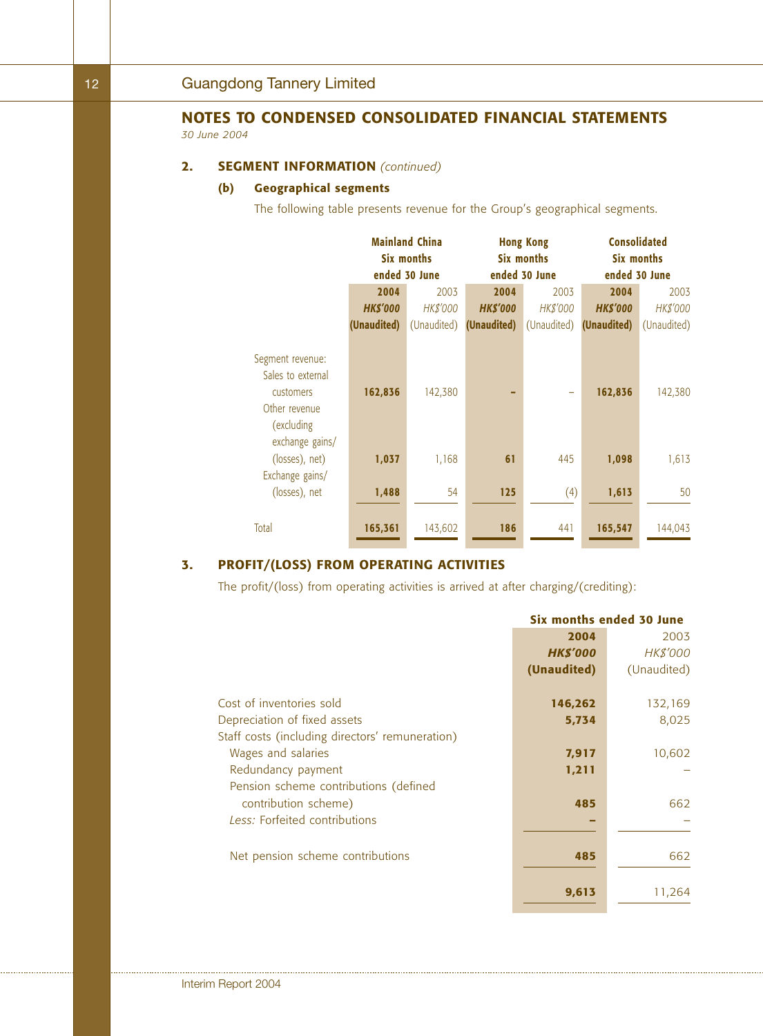## NOTES TO CONDENSED CONSOLIDATED FINANCIAL STATEMENTS

*30 June 2004*

### 2. SEGMENT INFORMATION *(continued)*

#### (b) Geographical segments

The following table presents revenue for the Group's geographical segments.

| | Mainland China Six months ended 30 June | | Hong Kong Six months ended 30 June | | Consolidated Six months ended 30 June | |
|---|---|---|---|---|---|---|
| | **2004** | 2003 | **2004** | 2003 | **2004** | 2003 |
| | ***HK$'000*** | *HK$'000* | ***HK$'000*** | *HK$'000* | ***HK$'000*** | *HK$'000* |
| | **(Unaudited)** | (Unaudited) | **(Unaudited)** | (Unaudited) | **(Unaudited)** | (Unaudited) |
| Segment revenue: | | | | | | |
| Sales to external customers | **162,836** | 142,380 | **–** | – | **162,836** | 142,380 |
| Other revenue (excluding exchange gains/(losses), net) | **1,037** | 1,168 | **61** | 445 | **1,098** | 1,613 |
| Exchange gains/(losses), net | **1,488** | 54 | **125** | (4) | **1,613** | 50 |
| Total | **165,361** | 143,602 | **186** | 441 | **165,547** | 144,043 |

### 3. PROFIT/(LOSS) FROM OPERATING ACTIVITIES

The profit/(loss) from operating activities is arrived at after charging/(crediting):

| | Six months ended 30 June | |
|---|---|---|
| | **2004** | 2003 |
| | ***HK$'000*** | *HK$'000* |
| | **(Unaudited)** | (Unaudited) |
| Cost of inventories sold | **146,262** | 132,169 |
| Depreciation of fixed assets | **5,734** | 8,025 |
| Staff costs (including directors' remuneration) | | |
| Wages and salaries | **7,917** | 10,602 |
| Redundancy payment | **1,211** | – |
| Pension scheme contributions (defined contribution scheme) | **485** | 662 |
| *Less:* Forfeited contributions | **–** | – |
| Net pension scheme contributions | **485** | 662 |
| | **9,613** | 11,264 |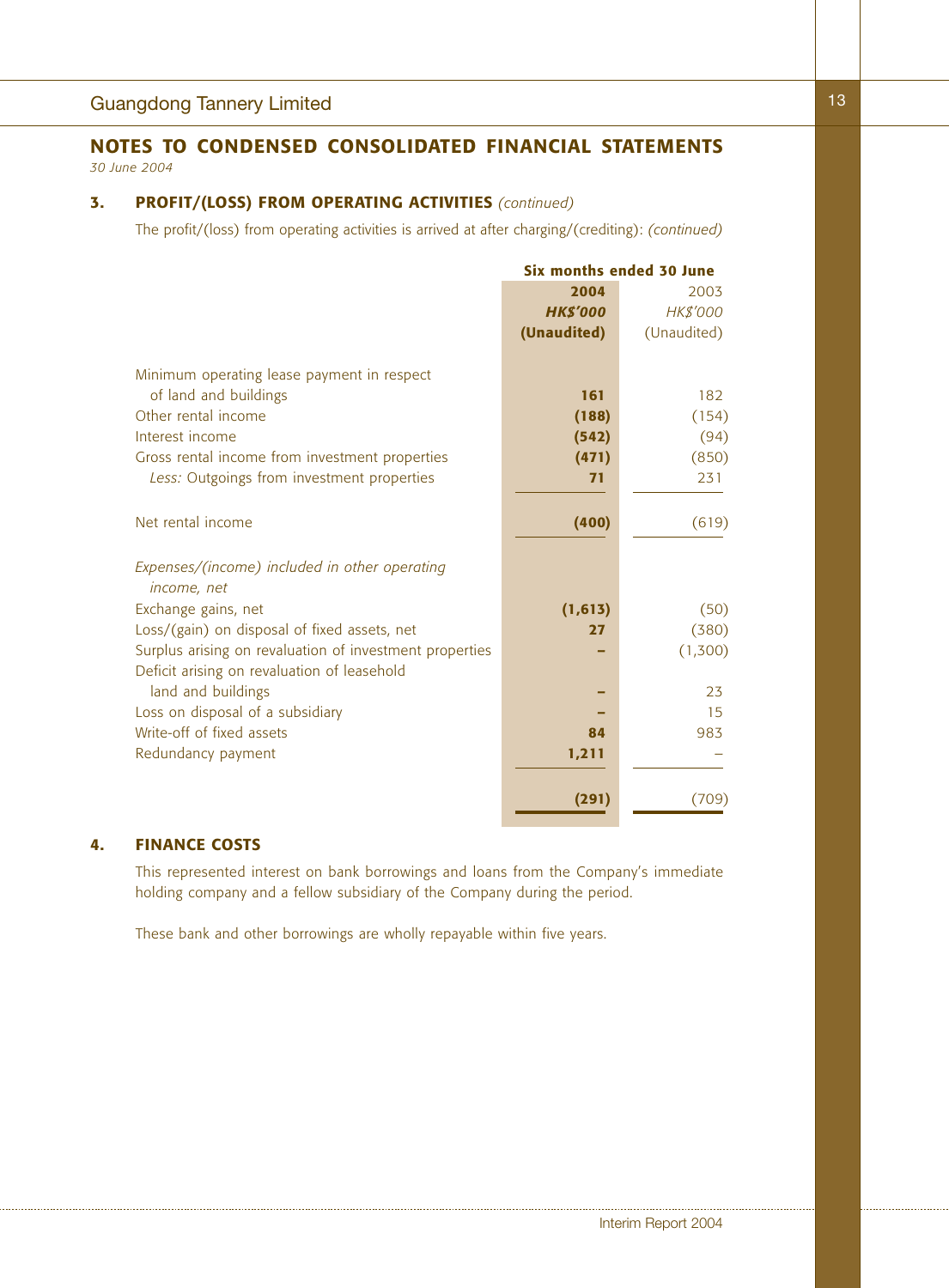## NOTES TO CONDENSED CONSOLIDATED FINANCIAL STATEMENTS

*30 June 2004*

### 3. PROFIT/(LOSS) FROM OPERATING ACTIVITIES *(continued)*

The profit/(loss) from operating activities is arrived at after charging/(crediting): *(continued)*

| | Six months ended 30 June | |
|---|---|---|
| | **2004** | 2003 |
| | ***HK$'000*** | *HK$'000* |
| | **(Unaudited)** | (Unaudited) |
| Minimum operating lease payment in respect of land and buildings | **161** | 182 |
| Other rental income | **(188)** | (154) |
| Interest income | **(542)** | (94) |
| Gross rental income from investment properties | **(471)** | (850) |
| *Less:* Outgoings from investment properties | **71** | 231 |
| Net rental income | **(400)** | (619) |
| *Expenses/(income) included in other operating income, net* | | |
| Exchange gains, net | **(1,613)** | (50) |
| Loss/(gain) on disposal of fixed assets, net | **27** | (380) |
| Surplus arising on revaluation of investment properties | **–** | (1,300) |
| Deficit arising on revaluation of leasehold land and buildings | **–** | 23 |
| Loss on disposal of a subsidiary | **–** | 15 |
| Write-off of fixed assets | **84** | 983 |
| Redundancy payment | **1,211** | – |
| | **(291)** | (709) |

### 4. FINANCE COSTS

This represented interest on bank borrowings and loans from the Company's immediate holding company and a fellow subsidiary of the Company during the period.

These bank and other borrowings are wholly repayable within five years.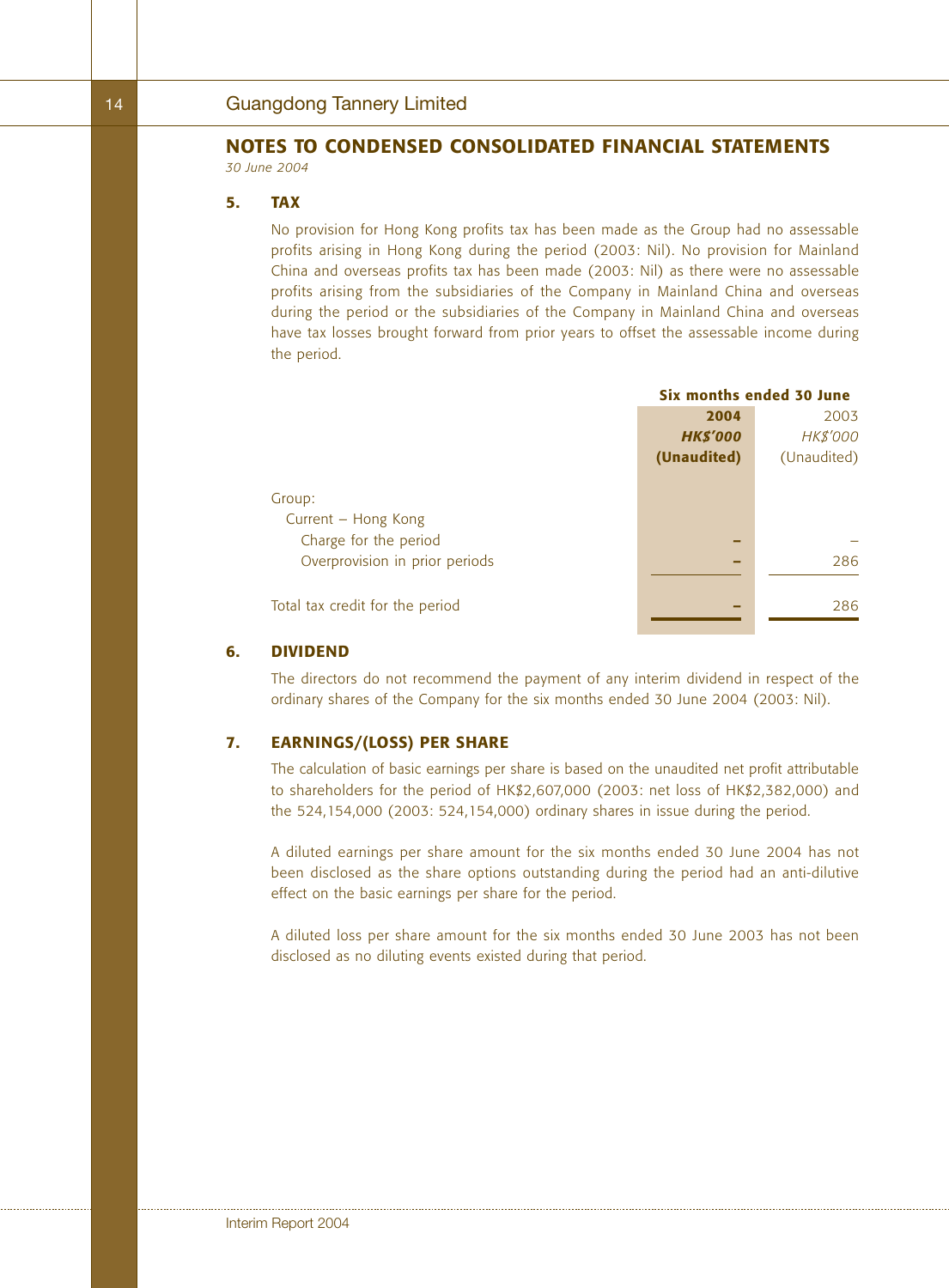## NOTES TO CONDENSED CONSOLIDATED FINANCIAL STATEMENTS

*30 June 2004*

### 5. TAX

No provision for Hong Kong profits tax has been made as the Group had no assessable profits arising in Hong Kong during the period (2003: Nil). No provision for Mainland China and overseas profits tax has been made (2003: Nil) as there were no assessable profits arising from the subsidiaries of the Company in Mainland China and overseas during the period or the subsidiaries of the Company in Mainland China and overseas have tax losses brought forward from prior years to offset the assessable income during the period.

| | Six months ended 30 June | |
|---|---|---|
| | **2004** | 2003 |
| | ***HK$'000*** | *HK$'000* |
| | **(Unaudited)** | (Unaudited) |
| Group: | | |
| Current – Hong Kong | | |
| Charge for the period | **–** | – |
| Overprovision in prior periods | **–** | 286 |
| Total tax credit for the period | **–** | 286 |

### 6. DIVIDEND

The directors do not recommend the payment of any interim dividend in respect of the ordinary shares of the Company for the six months ended 30 June 2004 (2003: Nil).

### 7. EARNINGS/(LOSS) PER SHARE

The calculation of basic earnings per share is based on the unaudited net profit attributable to shareholders for the period of HK$2,607,000 (2003: net loss of HK$2,382,000) and the 524,154,000 (2003: 524,154,000) ordinary shares in issue during the period.

A diluted earnings per share amount for the six months ended 30 June 2004 has not been disclosed as the share options outstanding during the period had an anti-dilutive effect on the basic earnings per share for the period.

A diluted loss per share amount for the six months ended 30 June 2003 has not been disclosed as no diluting events existed during that period.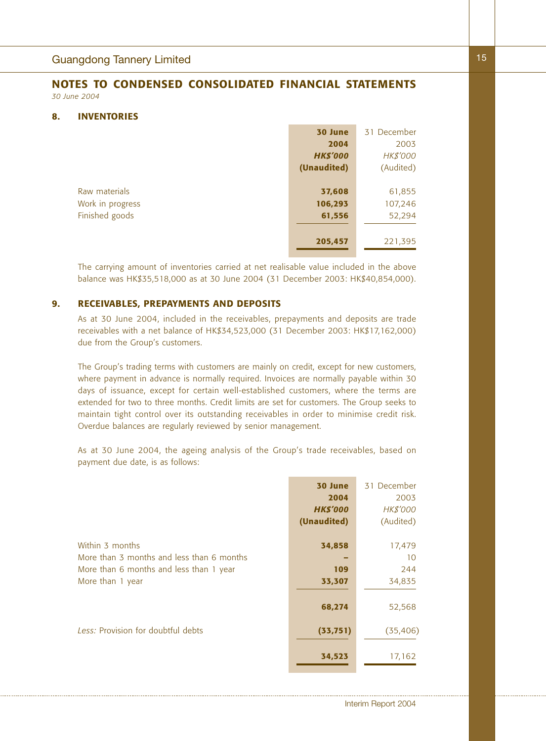## NOTES TO CONDENSED CONSOLIDATED FINANCIAL STATEMENTS

*30 June 2004*

### 8. INVENTORIES

| | **30 June 2004** | 31 December 2003 |
|---|---|---|
| | ***HK$'000*** | *HK$'000* |
| | **(Unaudited)** | (Audited) |
| Raw materials | **37,608** | 61,855 |
| Work in progress | **106,293** | 107,246 |
| Finished goods | **61,556** | 52,294 |
| | **205,457** | 221,395 |

The carrying amount of inventories carried at net realisable value included in the above balance was HK$35,518,000 as at 30 June 2004 (31 December 2003: HK$40,854,000).

### 9. RECEIVABLES, PREPAYMENTS AND DEPOSITS

As at 30 June 2004, included in the receivables, prepayments and deposits are trade receivables with a net balance of HK$34,523,000 (31 December 2003: HK$17,162,000) due from the Group's customers.

The Group's trading terms with customers are mainly on credit, except for new customers, where payment in advance is normally required. Invoices are normally payable within 30 days of issuance, except for certain well-established customers, where the terms are extended for two to three months. Credit limits are set for customers. The Group seeks to maintain tight control over its outstanding receivables in order to minimise credit risk. Overdue balances are regularly reviewed by senior management.

As at 30 June 2004, the ageing analysis of the Group's trade receivables, based on payment due date, is as follows:

| | **30 June 2004** | 31 December 2003 |
|---|---|---|
| | ***HK$'000*** | *HK$'000* |
| | **(Unaudited)** | (Audited) |
| Within 3 months | **34,858** | 17,479 |
| More than 3 months and less than 6 months | **–** | 10 |
| More than 6 months and less than 1 year | **109** | 244 |
| More than 1 year | **33,307** | 34,835 |
| | **68,274** | 52,568 |
| *Less:* Provision for doubtful debts | **(33,751)** | (35,406) |
| | **34,523** | 17,162 |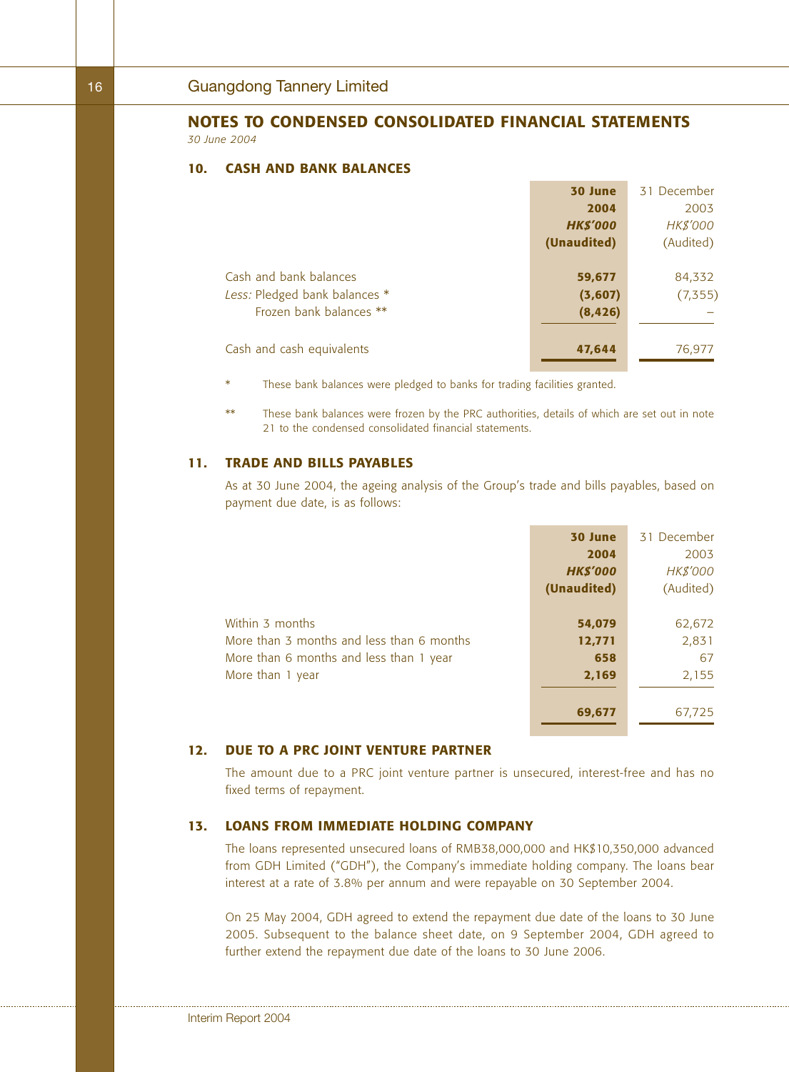## NOTES TO CONDENSED CONSOLIDATED FINANCIAL STATEMENTS

*30 June 2004*

### 10. CASH AND BANK BALANCES

| | **30 June 2004** | 31 December 2003 |
|---|---|---|
| | ***HK$'000*** | *HK$'000* |
| | **(Unaudited)** | (Audited) |
| Cash and bank balances | **59,677** | 84,332 |
| *Less:* Pledged bank balances * | **(3,607)** | (7,355) |
| Frozen bank balances ** | **(8,426)** | – |
| Cash and cash equivalents | **47,644** | 76,977 |

\* These bank balances were pledged to banks for trading facilities granted.

** These bank balances were frozen by the PRC authorities, details of which are set out in note 21 to the condensed consolidated financial statements.

### 11. TRADE AND BILLS PAYABLES

As at 30 June 2004, the ageing analysis of the Group's trade and bills payables, based on payment due date, is as follows:

| | **30 June 2004** | 31 December 2003 |
|---|---|---|
| | ***HK$'000*** | *HK$'000* |
| | **(Unaudited)** | (Audited) |
| Within 3 months | **54,079** | 62,672 |
| More than 3 months and less than 6 months | **12,771** | 2,831 |
| More than 6 months and less than 1 year | **658** | 67 |
| More than 1 year | **2,169** | 2,155 |
| | **69,677** | 67,725 |

### 12. DUE TO A PRC JOINT VENTURE PARTNER

The amount due to a PRC joint venture partner is unsecured, interest-free and has no fixed terms of repayment.

### 13. LOANS FROM IMMEDIATE HOLDING COMPANY

The loans represented unsecured loans of RMB38,000,000 and HK$10,350,000 advanced from GDH Limited ("GDH"), the Company's immediate holding company. The loans bear interest at a rate of 3.8% per annum and were repayable on 30 September 2004.

On 25 May 2004, GDH agreed to extend the repayment due date of the loans to 30 June 2005. Subsequent to the balance sheet date, on 9 September 2004, GDH agreed to further extend the repayment due date of the loans to 30 June 2006.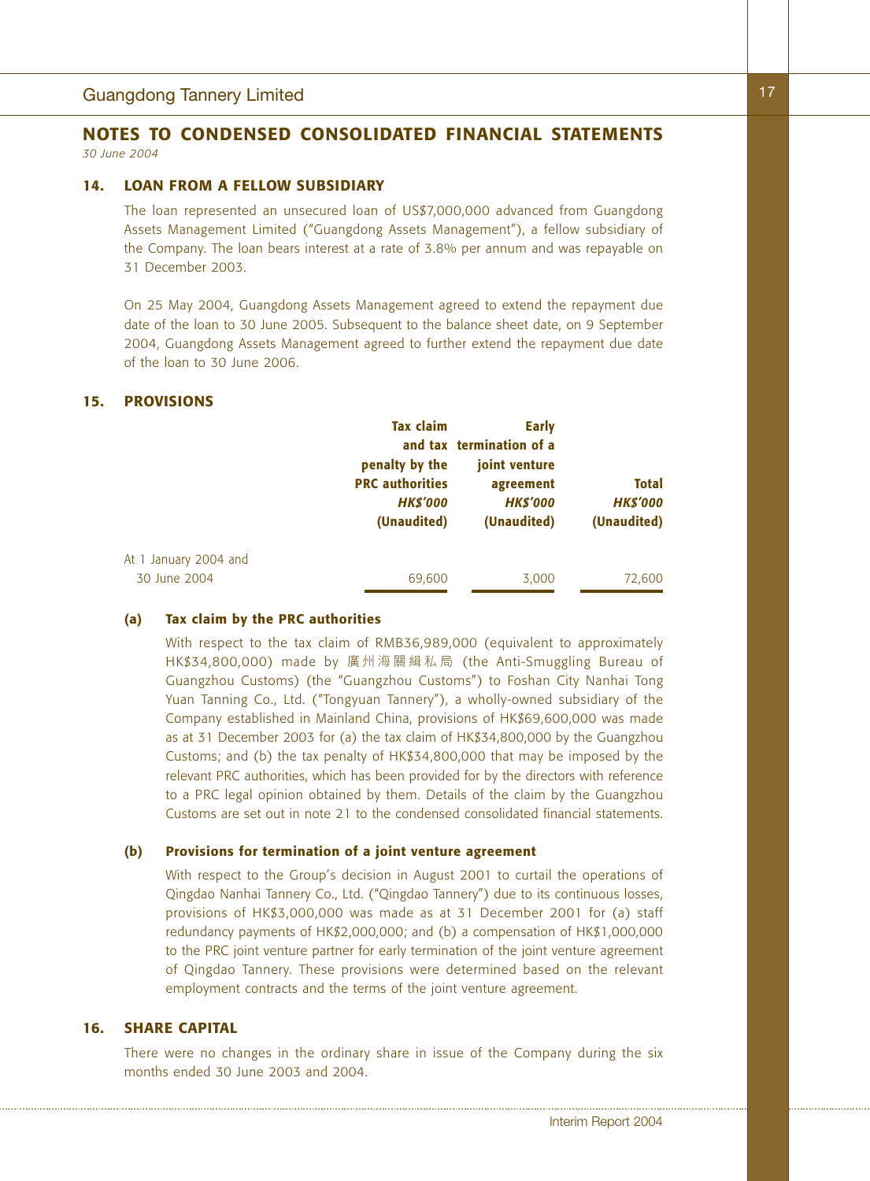## NOTES TO CONDENSED CONSOLIDATED FINANCIAL STATEMENTS

*30 June 2004*

### 14. LOAN FROM A FELLOW SUBSIDIARY

The loan represented an unsecured loan of US$7,000,000 advanced from Guangdong Assets Management Limited ("Guangdong Assets Management"), a fellow subsidiary of the Company. The loan bears interest at a rate of 3.8% per annum and was repayable on 31 December 2003.

On 25 May 2004, Guangdong Assets Management agreed to extend the repayment due date of the loan to 30 June 2005. Subsequent to the balance sheet date, on 9 September 2004, Guangdong Assets Management agreed to further extend the repayment due date of the loan to 30 June 2006.

### 15. PROVISIONS

| | Tax claim and tax penalty by the PRC authorities<br>*HK$'000*<br>(Unaudited) | Early termination of a joint venture agreement<br>*HK$'000*<br>(Unaudited) | Total<br>*HK$'000*<br>(Unaudited) |
|---|---|---|---|
| At 1 January 2004 and 30 June 2004 | 69,600 | 3,000 | 72,600 |

**(a) Tax claim by the PRC authorities**

With respect to the tax claim of RMB36,989,000 (equivalent to approximately HK$34,800,000) made by 廣州海關緝私局 (the Anti-Smuggling Bureau of Guangzhou Customs) (the "Guangzhou Customs") to Foshan City Nanhai Tong Yuan Tanning Co., Ltd. ("Tongyuan Tannery"), a wholly-owned subsidiary of the Company established in Mainland China, provisions of HK$69,600,000 was made as at 31 December 2003 for (a) the tax claim of HK$34,800,000 by the Guangzhou Customs; and (b) the tax penalty of HK$34,800,000 that may be imposed by the relevant PRC authorities, which has been provided for by the directors with reference to a PRC legal opinion obtained by them. Details of the claim by the Guangzhou Customs are set out in note 21 to the condensed consolidated financial statements.

**(b) Provisions for termination of a joint venture agreement**

With respect to the Group's decision in August 2001 to curtail the operations of Qingdao Nanhai Tannery Co., Ltd. ("Qingdao Tannery") due to its continuous losses, provisions of HK$3,000,000 was made as at 31 December 2001 for (a) staff redundancy payments of HK$2,000,000; and (b) a compensation of HK$1,000,000 to the PRC joint venture partner for early termination of the joint venture agreement of Qingdao Tannery. These provisions were determined based on the relevant employment contracts and the terms of the joint venture agreement.

### 16. SHARE CAPITAL

There were no changes in the ordinary share in issue of the Company during the six months ended 30 June 2003 and 2004.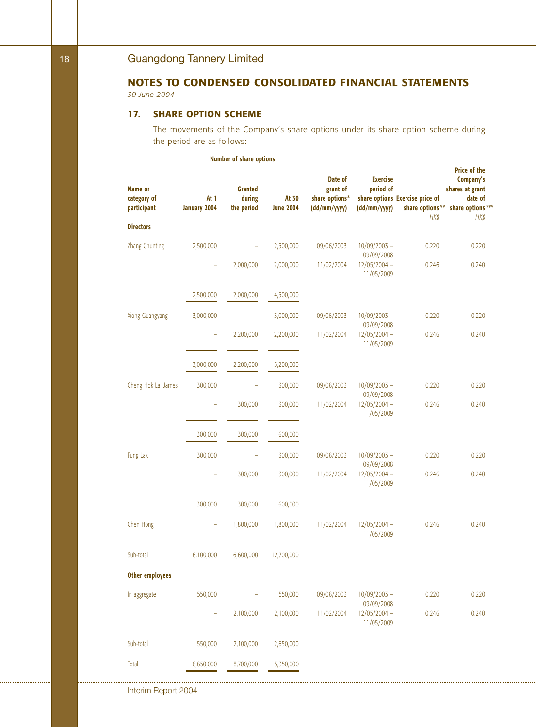## NOTES TO CONDENSED CONSOLIDATED FINANCIAL STATEMENTS

*30 June 2004*

### 17. SHARE OPTION SCHEME

The movements of the Company's share options under its share option scheme during the period are as follows:

| Name or category of participant | Number of share options | | | Date of grant of share options* (dd/mm/yyyy) | Exercise period of share options (dd/mm/yyyy) | Exercise price of share options** HK$ | Price of the Company's shares at grant date of share options*** HK$ |
|---|---|---|---|---|---|---|---|
| | At 1 January 2004 | Granted during the period | At 30 June 2004 | | | | |
| **Directors** | | | | | | | |
| Zhang Chunting | 2,500,000 | – | 2,500,000 | 09/06/2003 | 10/09/2003 – 09/09/2008 | 0.220 | 0.220 |
| | – | 2,000,000 | 2,000,000 | 11/02/2004 | 12/05/2004 – 11/05/2009 | 0.246 | 0.240 |
| | 2,500,000 | 2,000,000 | 4,500,000 | | | | |
| Xiong Guangyang | 3,000,000 | – | 3,000,000 | 09/06/2003 | 10/09/2003 – 09/09/2008 | 0.220 | 0.220 |
| | – | 2,200,000 | 2,200,000 | 11/02/2004 | 12/05/2004 – 11/05/2009 | 0.246 | 0.240 |
| | 3,000,000 | 2,200,000 | 5,200,000 | | | | |
| Cheng Hok Lai James | 300,000 | – | 300,000 | 09/06/2003 | 10/09/2003 – 09/09/2008 | 0.220 | 0.220 |
| | – | 300,000 | 300,000 | 11/02/2004 | 12/05/2004 – 11/05/2009 | 0.246 | 0.240 |
| | 300,000 | 300,000 | 600,000 | | | | |
| Fung Lak | 300,000 | – | 300,000 | 09/06/2003 | 10/09/2003 – 09/09/2008 | 0.220 | 0.220 |
| | – | 300,000 | 300,000 | 11/02/2004 | 12/05/2004 – 11/05/2009 | 0.246 | 0.240 |
| | 300,000 | 300,000 | 600,000 | | | | |
| Chen Hong | – | 1,800,000 | 1,800,000 | 11/02/2004 | 12/05/2004 – 11/05/2009 | 0.246 | 0.240 |
| Sub-total | 6,100,000 | 6,600,000 | 12,700,000 | | | | |
| **Other employees** | | | | | | | |
| In aggregate | 550,000 | – | 550,000 | 09/06/2003 | 10/09/2003 – 09/09/2008 | 0.220 | 0.220 |
| | – | 2,100,000 | 2,100,000 | 11/02/2004 | 12/05/2004 – 11/05/2009 | 0.246 | 0.240 |
| Sub-total | 550,000 | 2,100,000 | 2,650,000 | | | | |
| Total | 6,650,000 | 8,700,000 | 15,350,000 | | | | |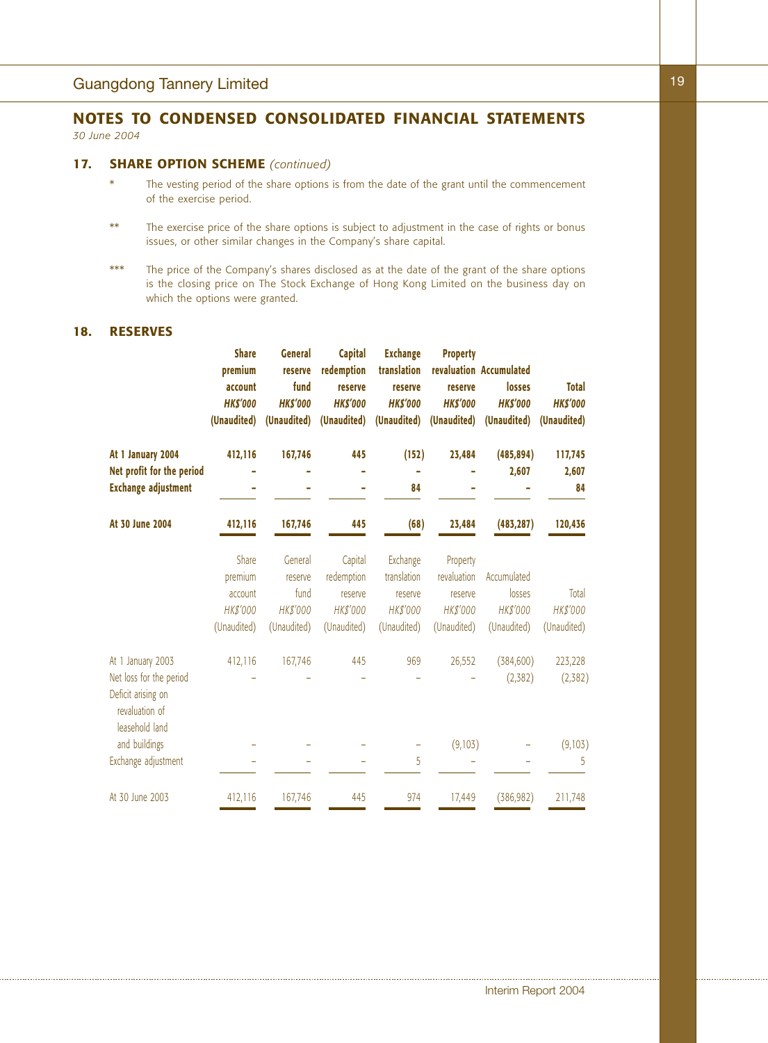## NOTES TO CONDENSED CONSOLIDATED FINANCIAL STATEMENTS

*30 June 2004*

### 17. SHARE OPTION SCHEME *(continued)*

\* The vesting period of the share options is from the date of the grant until the commencement of the exercise period.

\*\* The exercise price of the share options is subject to adjustment in the case of rights or bonus issues, or other similar changes in the Company's share capital.

\*\*\* The price of the Company's shares disclosed as at the date of the grant of the share options is the closing price on The Stock Exchange of Hong Kong Limited on the business day on which the options were granted.

### 18. RESERVES

| | **Share premium account** | **General reserve fund** | **Capital redemption reserve** | **Exchange translation reserve** | **Property revaluation reserve** | **Accumulated losses** | **Total** |
|---|---|---|---|---|---|---|---|
| | ***HK$'000*** | ***HK$'000*** | ***HK$'000*** | ***HK$'000*** | ***HK$'000*** | ***HK$'000*** | ***HK$'000*** |
| | **(Unaudited)** | **(Unaudited)** | **(Unaudited)** | **(Unaudited)** | **(Unaudited)** | **(Unaudited)** | **(Unaudited)** |
| **At 1 January 2004** | **412,116** | **167,746** | **445** | **(152)** | **23,484** | **(485,894)** | **117,745** |
| **Net profit for the period** | **–** | **–** | **–** | **–** | **–** | **2,607** | **2,607** |
| **Exchange adjustment** | **–** | **–** | **–** | **84** | **–** | **–** | **84** |
| **At 30 June 2004** | **412,116** | **167,746** | **445** | **(68)** | **23,484** | **(483,287)** | **120,436** |

| | Share premium account | General reserve fund | Capital redemption reserve | Exchange translation reserve | Property revaluation reserve | Accumulated losses | Total |
|---|---|---|---|---|---|---|---|
| | *HK$'000* | *HK$'000* | *HK$'000* | *HK$'000* | *HK$'000* | *HK$'000* | *HK$'000* |
| | (Unaudited) | (Unaudited) | (Unaudited) | (Unaudited) | (Unaudited) | (Unaudited) | (Unaudited) |
| At 1 January 2003 | 412,116 | 167,746 | 445 | 969 | 26,552 | (384,600) | 223,228 |
| Net loss for the period | – | – | – | – | – | (2,382) | (2,382) |
| Deficit arising on revaluation of leasehold land and buildings | – | – | – | – | (9,103) | – | (9,103) |
| Exchange adjustment | – | – | – | 5 | – | – | 5 |
| At 30 June 2003 | 412,116 | 167,746 | 445 | 974 | 17,449 | (386,982) | 211,748 |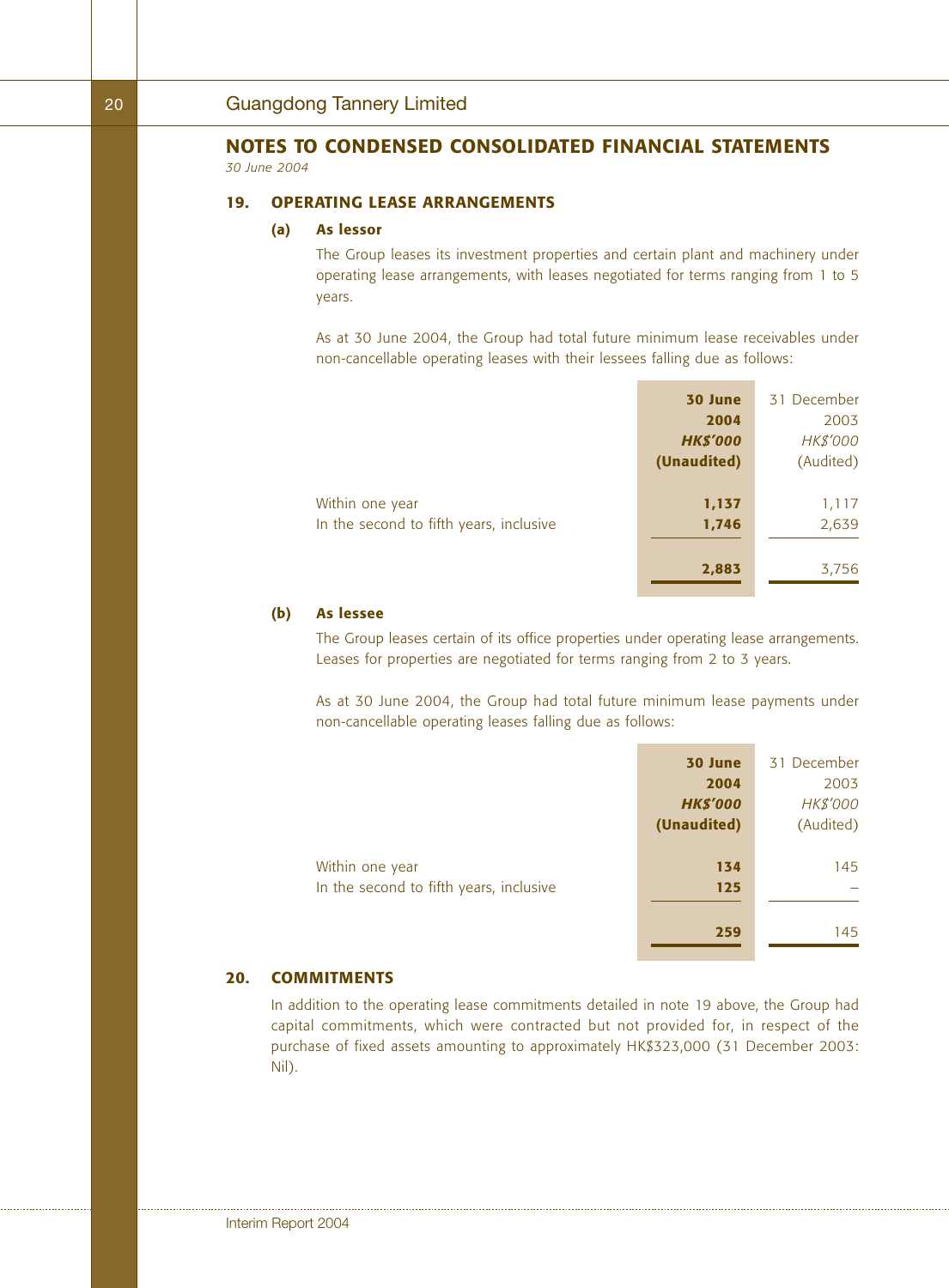## NOTES TO CONDENSED CONSOLIDATED FINANCIAL STATEMENTS

*30 June 2004*

### 19. OPERATING LEASE ARRANGEMENTS

#### (a) As lessor

The Group leases its investment properties and certain plant and machinery under operating lease arrangements, with leases negotiated for terms ranging from 1 to 5 years.

As at 30 June 2004, the Group had total future minimum lease receivables under non-cancellable operating leases with their lessees falling due as follows:

| | **30 June 2004** | 31 December 2003 |
|---|---|---|
| | ***HK$'000*** | *HK$'000* |
| | **(Unaudited)** | (Audited) |
| Within one year | **1,137** | 1,117 |
| In the second to fifth years, inclusive | **1,746** | 2,639 |
| | **2,883** | 3,756 |

#### (b) As lessee

The Group leases certain of its office properties under operating lease arrangements. Leases for properties are negotiated for terms ranging from 2 to 3 years.

As at 30 June 2004, the Group had total future minimum lease payments under non-cancellable operating leases falling due as follows:

| | **30 June 2004** | 31 December 2003 |
|---|---|---|
| | ***HK$'000*** | *HK$'000* |
| | **(Unaudited)** | (Audited) |
| Within one year | **134** | 145 |
| In the second to fifth years, inclusive | **125** | – |
| | **259** | 145 |

### 20. COMMITMENTS

In addition to the operating lease commitments detailed in note 19 above, the Group had capital commitments, which were contracted but not provided for, in respect of the purchase of fixed assets amounting to approximately HK$323,000 (31 December 2003: Nil).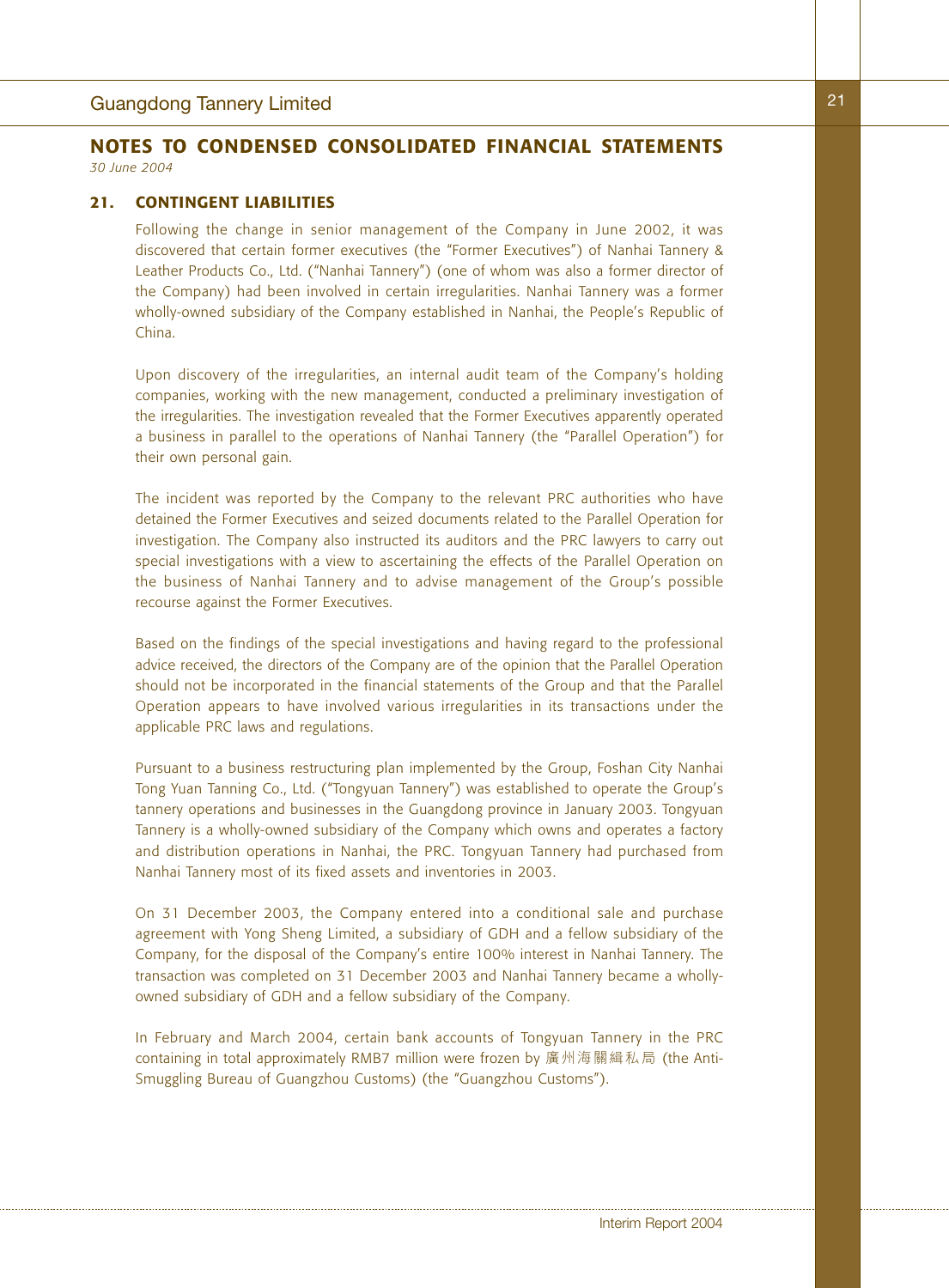## NOTES TO CONDENSED CONSOLIDATED FINANCIAL STATEMENTS

*30 June 2004*

### 21. CONTINGENT LIABILITIES

Following the change in senior management of the Company in June 2002, it was discovered that certain former executives (the "Former Executives") of Nanhai Tannery & Leather Products Co., Ltd. ("Nanhai Tannery") (one of whom was also a former director of the Company) had been involved in certain irregularities. Nanhai Tannery was a former wholly-owned subsidiary of the Company established in Nanhai, the People's Republic of China.

Upon discovery of the irregularities, an internal audit team of the Company's holding companies, working with the new management, conducted a preliminary investigation of the irregularities. The investigation revealed that the Former Executives apparently operated a business in parallel to the operations of Nanhai Tannery (the "Parallel Operation") for their own personal gain.

The incident was reported by the Company to the relevant PRC authorities who have detained the Former Executives and seized documents related to the Parallel Operation for investigation. The Company also instructed its auditors and the PRC lawyers to carry out special investigations with a view to ascertaining the effects of the Parallel Operation on the business of Nanhai Tannery and to advise management of the Group's possible recourse against the Former Executives.

Based on the findings of the special investigations and having regard to the professional advice received, the directors of the Company are of the opinion that the Parallel Operation should not be incorporated in the financial statements of the Group and that the Parallel Operation appears to have involved various irregularities in its transactions under the applicable PRC laws and regulations.

Pursuant to a business restructuring plan implemented by the Group, Foshan City Nanhai Tong Yuan Tanning Co., Ltd. ("Tongyuan Tannery") was established to operate the Group's tannery operations and businesses in the Guangdong province in January 2003. Tongyuan Tannery is a wholly-owned subsidiary of the Company which owns and operates a factory and distribution operations in Nanhai, the PRC. Tongyuan Tannery had purchased from Nanhai Tannery most of its fixed assets and inventories in 2003.

On 31 December 2003, the Company entered into a conditional sale and purchase agreement with Yong Sheng Limited, a subsidiary of GDH and a fellow subsidiary of the Company, for the disposal of the Company's entire 100% interest in Nanhai Tannery. The transaction was completed on 31 December 2003 and Nanhai Tannery became a wholly-owned subsidiary of GDH and a fellow subsidiary of the Company.

In February and March 2004, certain bank accounts of Tongyuan Tannery in the PRC containing in total approximately RMB7 million were frozen by 廣州海關緝私局 (the Anti-Smuggling Bureau of Guangzhou Customs) (the "Guangzhou Customs").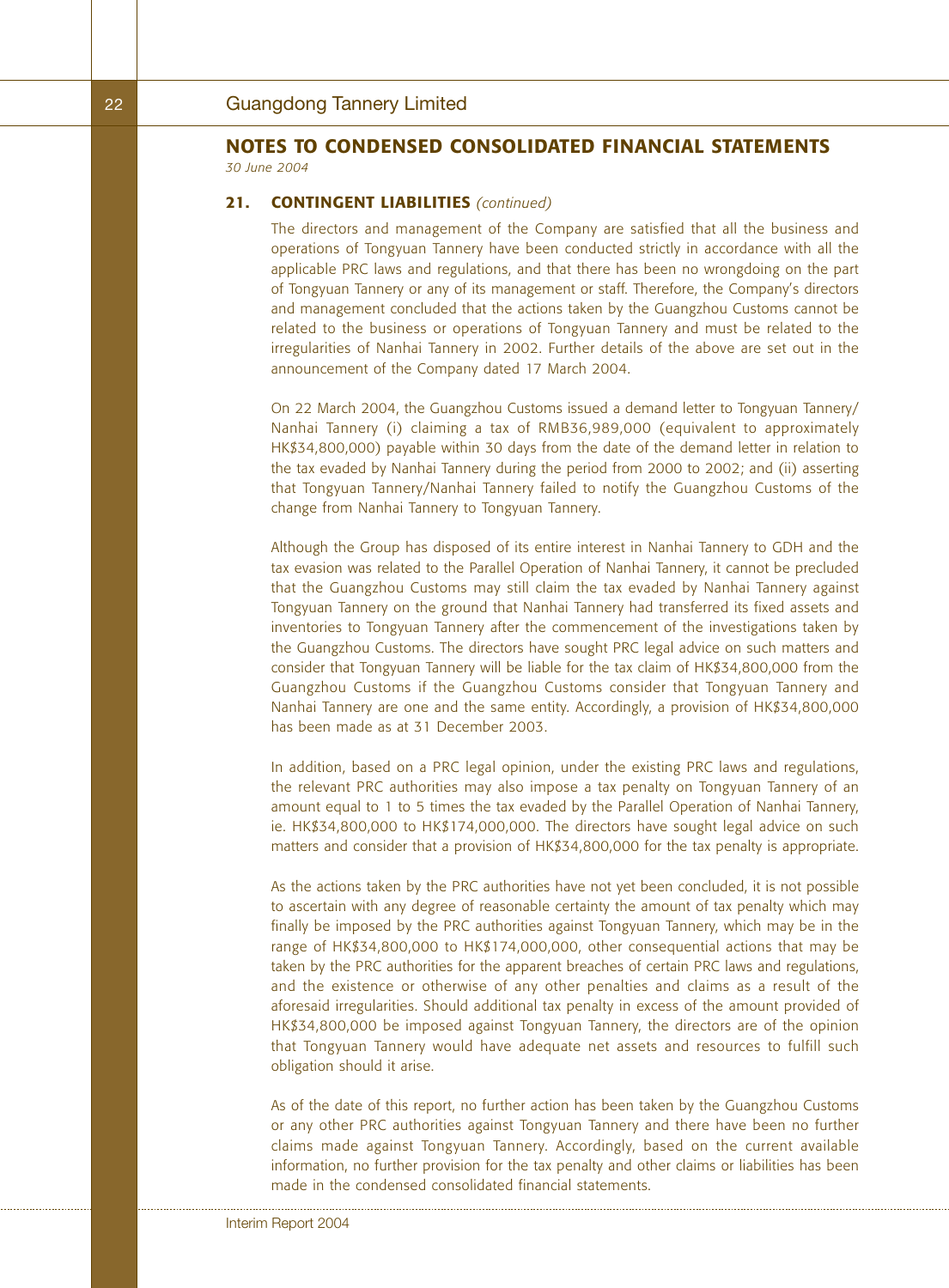## NOTES TO CONDENSED CONSOLIDATED FINANCIAL STATEMENTS

*30 June 2004*

### 21. CONTINGENT LIABILITIES *(continued)*

The directors and management of the Company are satisfied that all the business and operations of Tongyuan Tannery have been conducted strictly in accordance with all the applicable PRC laws and regulations, and that there has been no wrongdoing on the part of Tongyuan Tannery or any of its management or staff. Therefore, the Company's directors and management concluded that the actions taken by the Guangzhou Customs cannot be related to the business or operations of Tongyuan Tannery and must be related to the irregularities of Nanhai Tannery in 2002. Further details of the above are set out in the announcement of the Company dated 17 March 2004.

On 22 March 2004, the Guangzhou Customs issued a demand letter to Tongyuan Tannery/ Nanhai Tannery (i) claiming a tax of RMB36,989,000 (equivalent to approximately HK$34,800,000) payable within 30 days from the date of the demand letter in relation to the tax evaded by Nanhai Tannery during the period from 2000 to 2002; and (ii) asserting that Tongyuan Tannery/Nanhai Tannery failed to notify the Guangzhou Customs of the change from Nanhai Tannery to Tongyuan Tannery.

Although the Group has disposed of its entire interest in Nanhai Tannery to GDH and the tax evasion was related to the Parallel Operation of Nanhai Tannery, it cannot be precluded that the Guangzhou Customs may still claim the tax evaded by Nanhai Tannery against Tongyuan Tannery on the ground that Nanhai Tannery had transferred its fixed assets and inventories to Tongyuan Tannery after the commencement of the investigations taken by the Guangzhou Customs. The directors have sought PRC legal advice on such matters and consider that Tongyuan Tannery will be liable for the tax claim of HK$34,800,000 from the Guangzhou Customs if the Guangzhou Customs consider that Tongyuan Tannery and Nanhai Tannery are one and the same entity. Accordingly, a provision of HK$34,800,000 has been made as at 31 December 2003.

In addition, based on a PRC legal opinion, under the existing PRC laws and regulations, the relevant PRC authorities may also impose a tax penalty on Tongyuan Tannery of an amount equal to 1 to 5 times the tax evaded by the Parallel Operation of Nanhai Tannery, ie. HK$34,800,000 to HK$174,000,000. The directors have sought legal advice on such matters and consider that a provision of HK$34,800,000 for the tax penalty is appropriate.

As the actions taken by the PRC authorities have not yet been concluded, it is not possible to ascertain with any degree of reasonable certainty the amount of tax penalty which may finally be imposed by the PRC authorities against Tongyuan Tannery, which may be in the range of HK$34,800,000 to HK$174,000,000, other consequential actions that may be taken by the PRC authorities for the apparent breaches of certain PRC laws and regulations, and the existence or otherwise of any other penalties and claims as a result of the aforesaid irregularities. Should additional tax penalty in excess of the amount provided of HK$34,800,000 be imposed against Tongyuan Tannery, the directors are of the opinion that Tongyuan Tannery would have adequate net assets and resources to fulfill such obligation should it arise.

As of the date of this report, no further action has been taken by the Guangzhou Customs or any other PRC authorities against Tongyuan Tannery and there have been no further claims made against Tongyuan Tannery. Accordingly, based on the current available information, no further provision for the tax penalty and other claims or liabilities has been made in the condensed consolidated financial statements.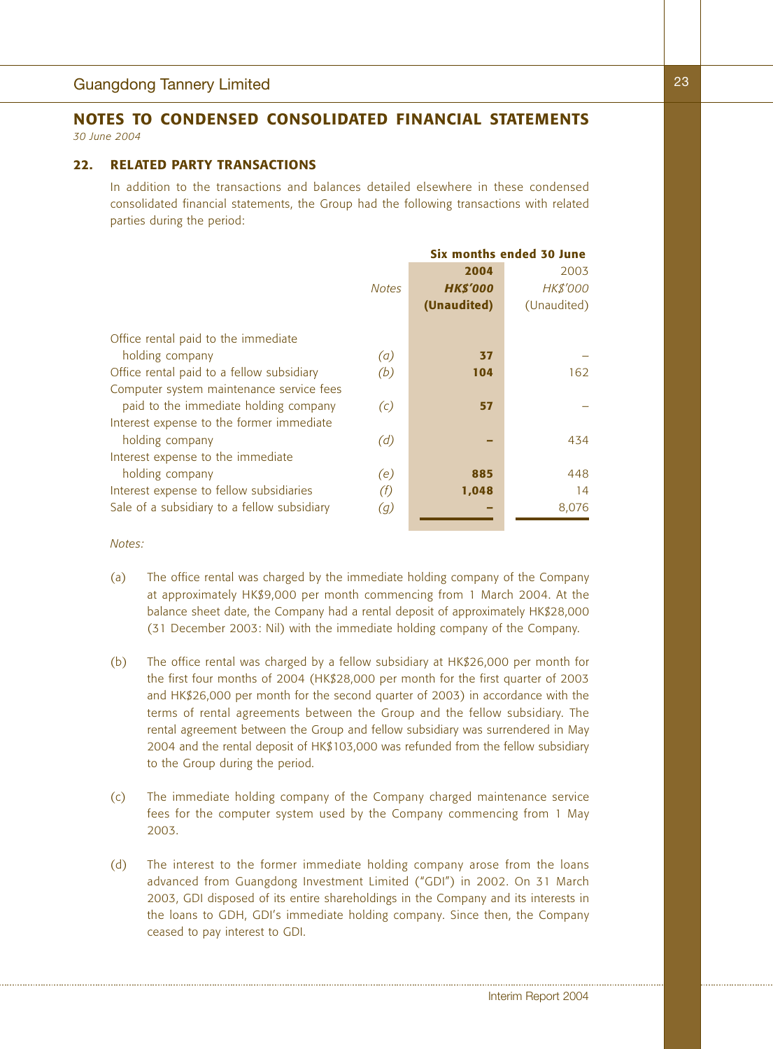## NOTES TO CONDENSED CONSOLIDATED FINANCIAL STATEMENTS

*30 June 2004*

### 22. RELATED PARTY TRANSACTIONS

In addition to the transactions and balances detailed elsewhere in these condensed consolidated financial statements, the Group had the following transactions with related parties during the period:

| | | Six months ended 30 June | |
|---|---|---|---|
| | *Notes* | **2004** | 2003 |
| | | ***HK$'000*** | *HK$'000* |
| | | **(Unaudited)** | (Unaudited) |
| Office rental paid to the immediate holding company | *(a)* | **37** | – |
| Office rental paid to a fellow subsidiary | *(b)* | **104** | 162 |
| Computer system maintenance service fees paid to the immediate holding company | *(c)* | **57** | – |
| Interest expense to the former immediate holding company | *(d)* | **–** | 434 |
| Interest expense to the immediate holding company | *(e)* | **885** | 448 |
| Interest expense to fellow subsidiaries | *(f)* | **1,048** | 14 |
| Sale of a subsidiary to a fellow subsidiary | *(g)* | **–** | 8,076 |

*Notes:*

(a) The office rental was charged by the immediate holding company of the Company at approximately HK$9,000 per month commencing from 1 March 2004. At the balance sheet date, the Company had a rental deposit of approximately HK$28,000 (31 December 2003: Nil) with the immediate holding company of the Company.

(b) The office rental was charged by a fellow subsidiary at HK$26,000 per month for the first four months of 2004 (HK$28,000 per month for the first quarter of 2003 and HK$26,000 per month for the second quarter of 2003) in accordance with the terms of rental agreements between the Group and the fellow subsidiary. The rental agreement between the Group and fellow subsidiary was surrendered in May 2004 and the rental deposit of HK$103,000 was refunded from the fellow subsidiary to the Group during the period.

(c) The immediate holding company of the Company charged maintenance service fees for the computer system used by the Company commencing from 1 May 2003.

(d) The interest to the former immediate holding company arose from the loans advanced from Guangdong Investment Limited ("GDI") in 2002. On 31 March 2003, GDI disposed of its entire shareholdings in the Company and its interests in the loans to GDH, GDI's immediate holding company. Since then, the Company ceased to pay interest to GDI.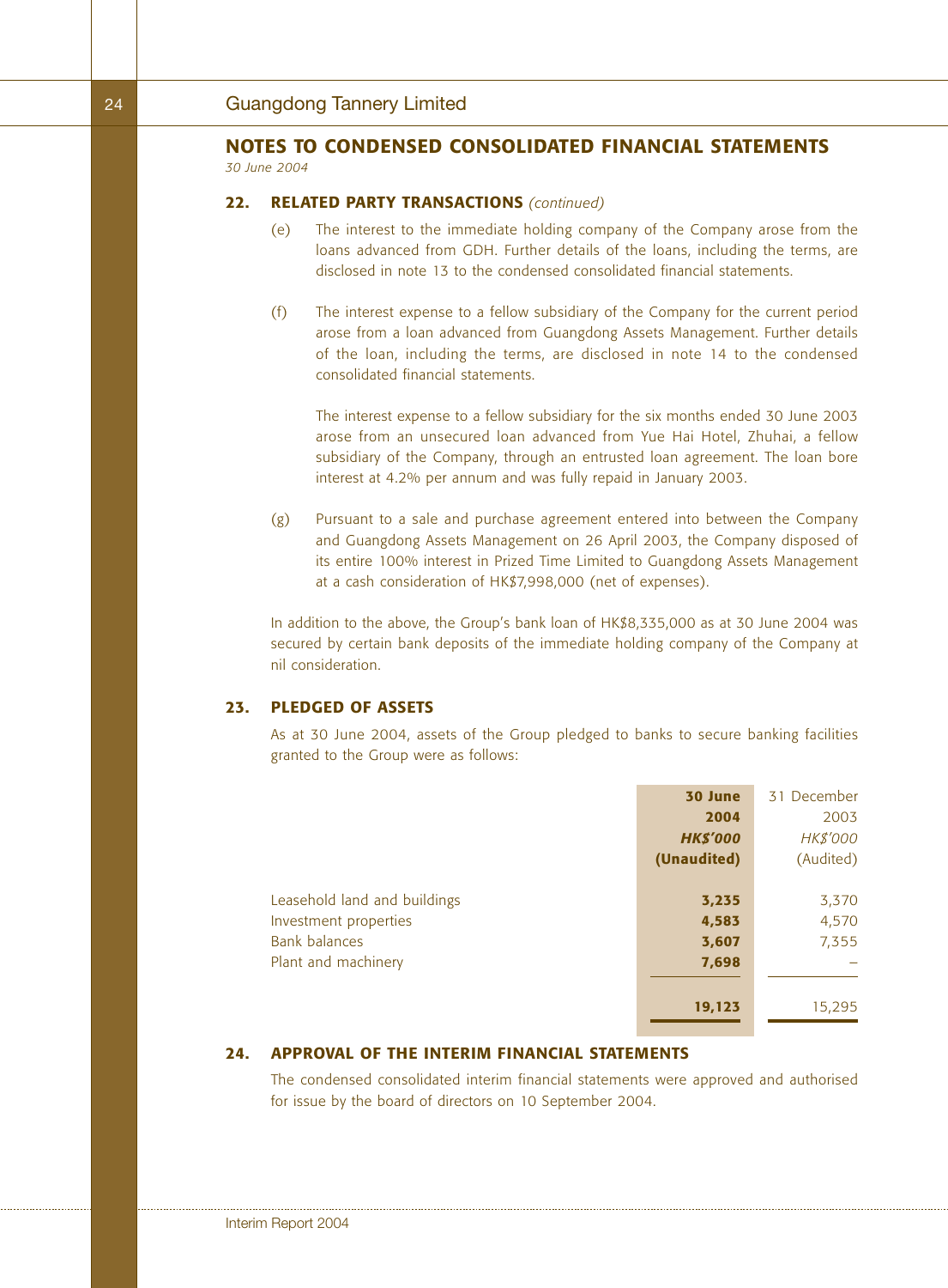## NOTES TO CONDENSED CONSOLIDATED FINANCIAL STATEMENTS

*30 June 2004*

### 22. RELATED PARTY TRANSACTIONS *(continued)*

(e) The interest to the immediate holding company of the Company arose from the loans advanced from GDH. Further details of the loans, including the terms, are disclosed in note 13 to the condensed consolidated financial statements.

(f) The interest expense to a fellow subsidiary of the Company for the current period arose from a loan advanced from Guangdong Assets Management. Further details of the loan, including the terms, are disclosed in note 14 to the condensed consolidated financial statements.

The interest expense to a fellow subsidiary for the six months ended 30 June 2003 arose from an unsecured loan advanced from Yue Hai Hotel, Zhuhai, a fellow subsidiary of the Company, through an entrusted loan agreement. The loan bore interest at 4.2% per annum and was fully repaid in January 2003.

(g) Pursuant to a sale and purchase agreement entered into between the Company and Guangdong Assets Management on 26 April 2003, the Company disposed of its entire 100% interest in Prized Time Limited to Guangdong Assets Management at a cash consideration of HK$7,998,000 (net of expenses).

In addition to the above, the Group's bank loan of HK$8,335,000 as at 30 June 2004 was secured by certain bank deposits of the immediate holding company of the Company at nil consideration.

### 23. PLEDGED OF ASSETS

As at 30 June 2004, assets of the Group pledged to banks to secure banking facilities granted to the Group were as follows:

| | **30 June 2004** | 31 December 2003 |
|---|---|---|
| | ***HK$'000*** | *HK$'000* |
| | **(Unaudited)** | (Audited) |
| Leasehold land and buildings | **3,235** | 3,370 |
| Investment properties | **4,583** | 4,570 |
| Bank balances | **3,607** | 7,355 |
| Plant and machinery | **7,698** | – |
| | **19,123** | 15,295 |

### 24. APPROVAL OF THE INTERIM FINANCIAL STATEMENTS

The condensed consolidated interim financial statements were approved and authorised for issue by the board of directors on 10 September 2004.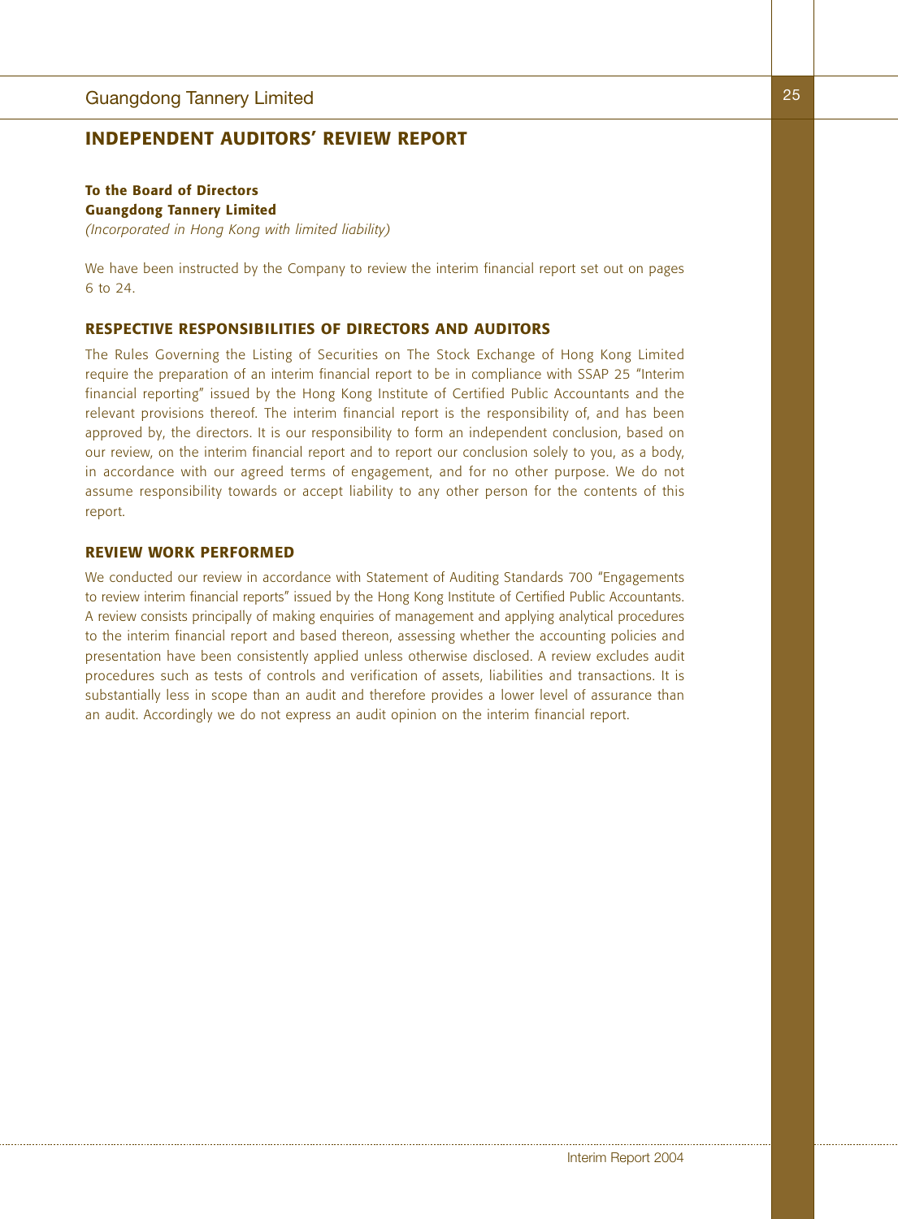# INDEPENDENT AUDITORS' REVIEW REPORT

**To the Board of Directors**
**Guangdong Tannery Limited**
*(Incorporated in Hong Kong with limited liability)*

We have been instructed by the Company to review the interim financial report set out on pages 6 to 24.

## RESPECTIVE RESPONSIBILITIES OF DIRECTORS AND AUDITORS

The Rules Governing the Listing of Securities on The Stock Exchange of Hong Kong Limited require the preparation of an interim financial report to be in compliance with SSAP 25 "Interim financial reporting" issued by the Hong Kong Institute of Certified Public Accountants and the relevant provisions thereof. The interim financial report is the responsibility of, and has been approved by, the directors. It is our responsibility to form an independent conclusion, based on our review, on the interim financial report and to report our conclusion solely to you, as a body, in accordance with our agreed terms of engagement, and for no other purpose. We do not assume responsibility towards or accept liability to any other person for the contents of this report.

## REVIEW WORK PERFORMED

We conducted our review in accordance with Statement of Auditing Standards 700 "Engagements to review interim financial reports" issued by the Hong Kong Institute of Certified Public Accountants. A review consists principally of making enquiries of management and applying analytical procedures to the interim financial report and based thereon, assessing whether the accounting policies and presentation have been consistently applied unless otherwise disclosed. A review excludes audit procedures such as tests of controls and verification of assets, liabilities and transactions. It is substantially less in scope than an audit and therefore provides a lower level of assurance than an audit. Accordingly we do not express an audit opinion on the interim financial report.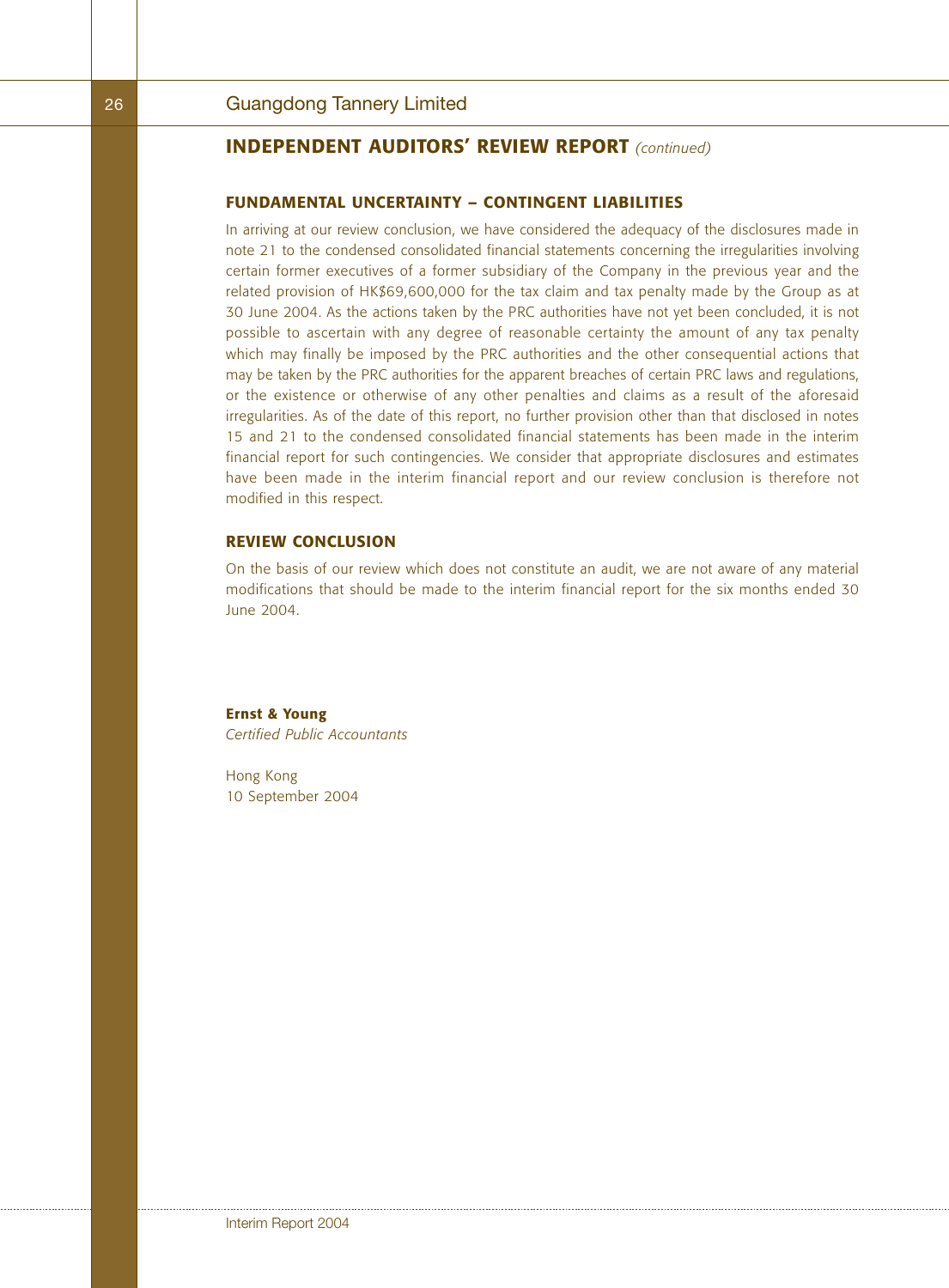## INDEPENDENT AUDITORS' REVIEW REPORT *(continued)*

### FUNDAMENTAL UNCERTAINTY – CONTINGENT LIABILITIES

In arriving at our review conclusion, we have considered the adequacy of the disclosures made in note 21 to the condensed consolidated financial statements concerning the irregularities involving certain former executives of a former subsidiary of the Company in the previous year and the related provision of HK$69,600,000 for the tax claim and tax penalty made by the Group as at 30 June 2004. As the actions taken by the PRC authorities have not yet been concluded, it is not possible to ascertain with any degree of reasonable certainty the amount of any tax penalty which may finally be imposed by the PRC authorities and the other consequential actions that may be taken by the PRC authorities for the apparent breaches of certain PRC laws and regulations, or the existence or otherwise of any other penalties and claims as a result of the aforesaid irregularities. As of the date of this report, no further provision other than that disclosed in notes 15 and 21 to the condensed consolidated financial statements has been made in the interim financial report for such contingencies. We consider that appropriate disclosures and estimates have been made in the interim financial report and our review conclusion is therefore not modified in this respect.

### REVIEW CONCLUSION

On the basis of our review which does not constitute an audit, we are not aware of any material modifications that should be made to the interim financial report for the six months ended 30 June 2004.

**Ernst & Young**
*Certified Public Accountants*

Hong Kong
10 September 2004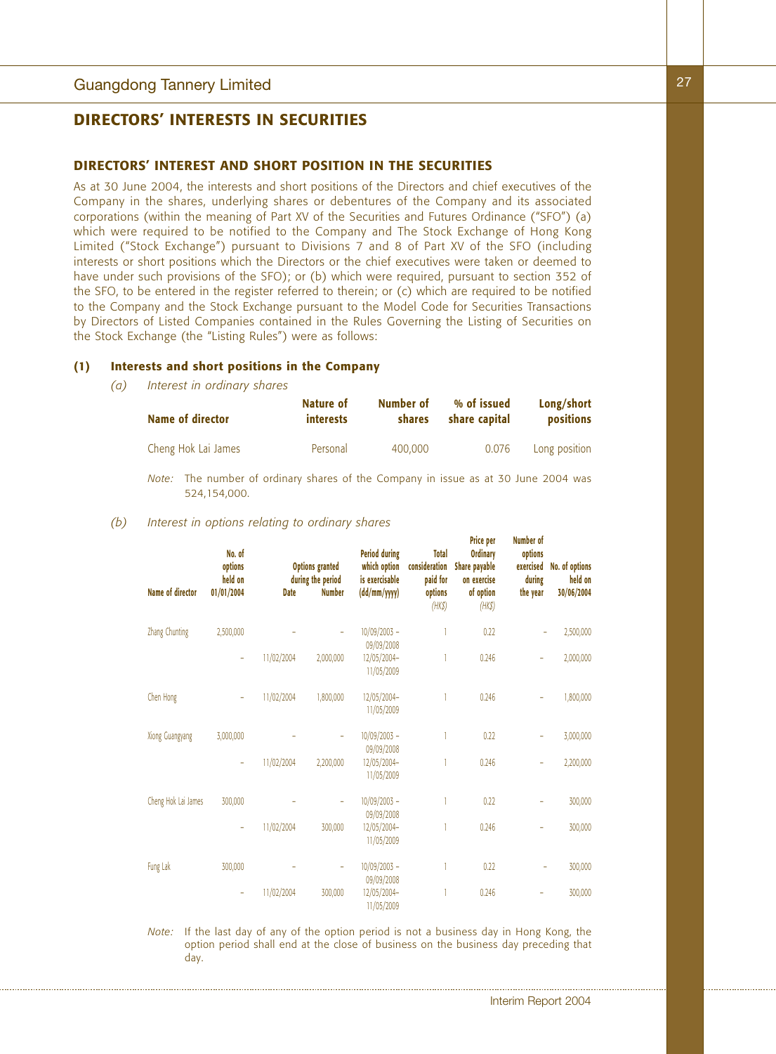# DIRECTORS' INTERESTS IN SECURITIES

## DIRECTORS' INTEREST AND SHORT POSITION IN THE SECURITIES

As at 30 June 2004, the interests and short positions of the Directors and chief executives of the Company in the shares, underlying shares or debentures of the Company and its associated corporations (within the meaning of Part XV of the Securities and Futures Ordinance ("SFO") (a) which were required to be notified to the Company and The Stock Exchange of Hong Kong Limited ("Stock Exchange") pursuant to Divisions 7 and 8 of Part XV of the SFO (including interests or short positions which the Directors or the chief executives were taken or deemed to have under such provisions of the SFO); or (b) which were required, pursuant to section 352 of the SFO, to be entered in the register referred to therein; or (c) which are required to be notified to the Company and the Stock Exchange pursuant to the Model Code for Securities Transactions by Directors of Listed Companies contained in the Rules Governing the Listing of Securities on the Stock Exchange (the "Listing Rules") were as follows:

### (1) Interests and short positions in the Company

*(a) Interest in ordinary shares*

| Name of director | Nature of interests | Number of shares | % of issued share capital | Long/short positions |
|---|---|---|---|---|
| Cheng Hok Lai James | Personal | 400,000 | 0.076 | Long position |

*Note:* The number of ordinary shares of the Company in issue as at 30 June 2004 was 524,154,000.

*(b) Interest in options relating to ordinary shares*

| Name of director | No. of options held on 01/01/2004 | Options granted during the period | | Period during which option is exercisable (dd/mm/yyyy) | Total consideration paid for options (HK$) | Price per Ordinary Share payable on exercise of option (HK$) | Number of options exercised during the year | No. of options held on 30/06/2004 |
|---|---|---|---|---|---|---|---|---|
| | | Date | Number | | | | | |
| Zhang Chunting | 2,500,000 | – | – | 10/09/2003 – 09/09/2008 | 1 | 0.22 | – | 2,500,000 |
| | – | 11/02/2004 | 2,000,000 | 12/05/2004– 11/05/2009 | 1 | 0.246 | – | 2,000,000 |
| Chen Hong | – | 11/02/2004 | 1,800,000 | 12/05/2004– 11/05/2009 | 1 | 0.246 | – | 1,800,000 |
| Xiong Guangyang | 3,000,000 | – | – | 10/09/2003 – 09/09/2008 | 1 | 0.22 | – | 3,000,000 |
| | – | 11/02/2004 | 2,200,000 | 12/05/2004– 11/05/2009 | 1 | 0.246 | – | 2,200,000 |
| Cheng Hok Lai James | 300,000 | – | – | 10/09/2003 – 09/09/2008 | 1 | 0.22 | – | 300,000 |
| | – | 11/02/2004 | 300,000 | 12/05/2004– 11/05/2009 | 1 | 0.246 | – | 300,000 |
| Fung Lak | 300,000 | – | – | 10/09/2003 – 09/09/2008 | 1 | 0.22 | – | 300,000 |
| | – | 11/02/2004 | 300,000 | 12/05/2004– 11/05/2009 | 1 | 0.246 | – | 300,000 |

*Note:* If the last day of any of the option period is not a business day in Hong Kong, the option period shall end at the close of business on the business day preceding that day.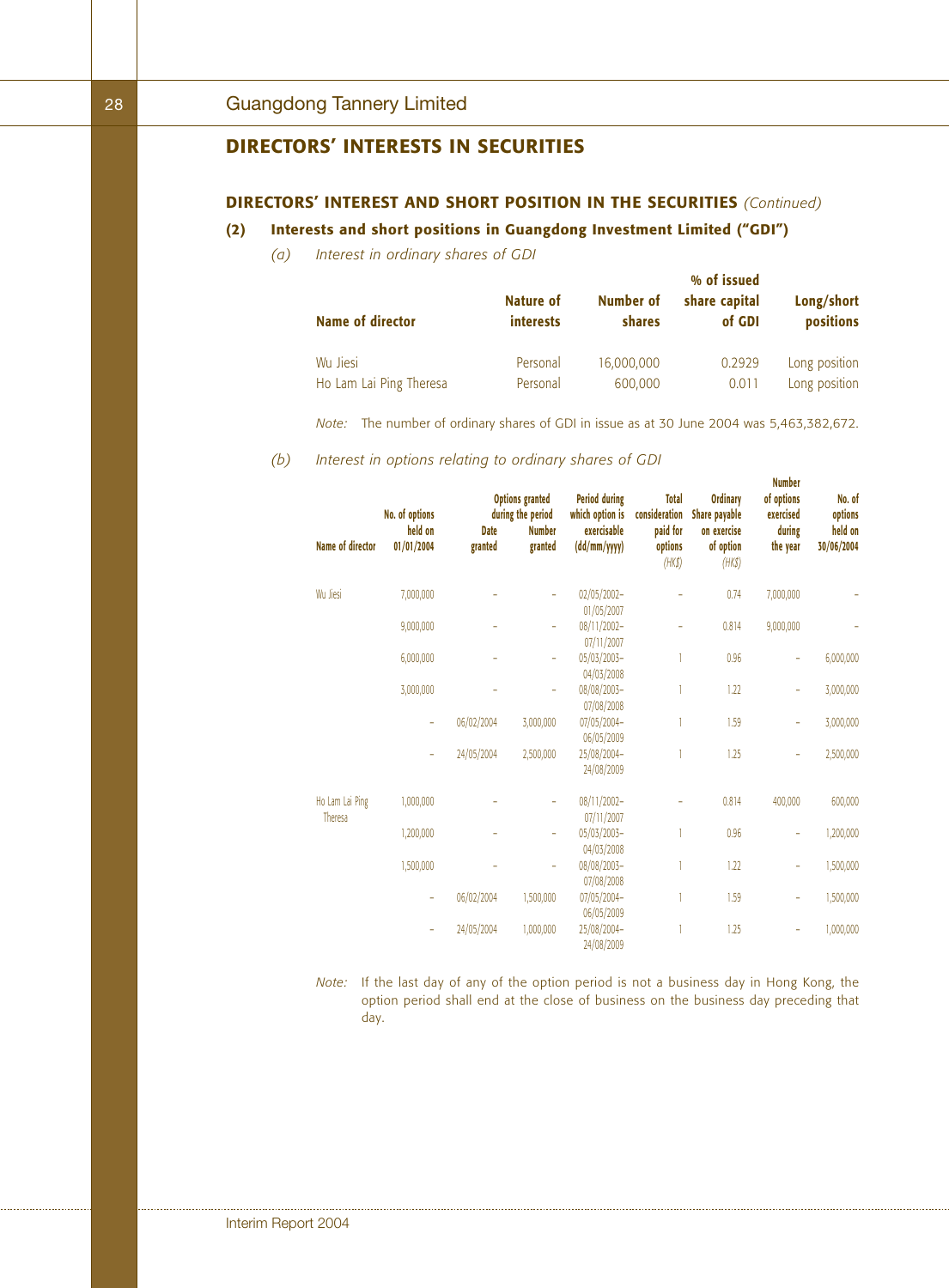## DIRECTORS' INTERESTS IN SECURITIES

### DIRECTORS' INTEREST AND SHORT POSITION IN THE SECURITIES *(Continued)*

**(2) Interests and short positions in Guangdong Investment Limited ("GDI")**

*(a) Interest in ordinary shares of GDI*

| Name of director | Nature of interests | Number of shares | % of issued share capital of GDI | Long/short positions |
|---|---|---|---|---|
| Wu Jiesi | Personal | 16,000,000 | 0.2929 | Long position |
| Ho Lam Lai Ping Theresa | Personal | 600,000 | 0.011 | Long position |

*Note:* The number of ordinary shares of GDI in issue as at 30 June 2004 was 5,463,382,672.

*(b) Interest in options relating to ordinary shares of GDI*

| Name of director | No. of options held on 01/01/2004 | Options granted during the period Date granted | Options granted during the period Number granted | Period during which option is exercisable (dd/mm/yyyy) | Total consideration paid for options *(HK$)* | Ordinary Share payable on exercise of option *(HK$)* | Number of options exercised during the year | No. of options held on 30/06/2004 |
|---|---|---|---|---|---|---|---|---|
| Wu Jiesi | 7,000,000 | – | – | 02/05/2002–01/05/2007 | – | 0.74 | 7,000,000 | – |
| | 9,000,000 | – | – | 08/11/2002–07/11/2007 | – | 0.814 | 9,000,000 | – |
| | 6,000,000 | – | – | 05/03/2003–04/03/2008 | 1 | 0.96 | – | 6,000,000 |
| | 3,000,000 | – | – | 08/08/2003–07/08/2008 | 1 | 1.22 | – | 3,000,000 |
| | – | 06/02/2004 | 3,000,000 | 07/05/2004–06/05/2009 | 1 | 1.59 | – | 3,000,000 |
| | – | 24/05/2004 | 2,500,000 | 25/08/2004–24/08/2009 | 1 | 1.25 | – | 2,500,000 |
| Ho Lam Lai Ping Theresa | 1,000,000 | – | – | 08/11/2002–07/11/2007 | – | 0.814 | 400,000 | 600,000 |
| | 1,200,000 | – | – | 05/03/2003–04/03/2008 | 1 | 0.96 | – | 1,200,000 |
| | 1,500,000 | – | – | 08/08/2003–07/08/2008 | 1 | 1.22 | – | 1,500,000 |
| | – | 06/02/2004 | 1,500,000 | 07/05/2004–06/05/2009 | 1 | 1.59 | – | 1,500,000 |
| | – | 24/05/2004 | 1,000,000 | 25/08/2004–24/08/2009 | 1 | 1.25 | – | 1,000,000 |

*Note:* If the last day of any of the option period is not a business day in Hong Kong, the option period shall end at the close of business on the business day preceding that day.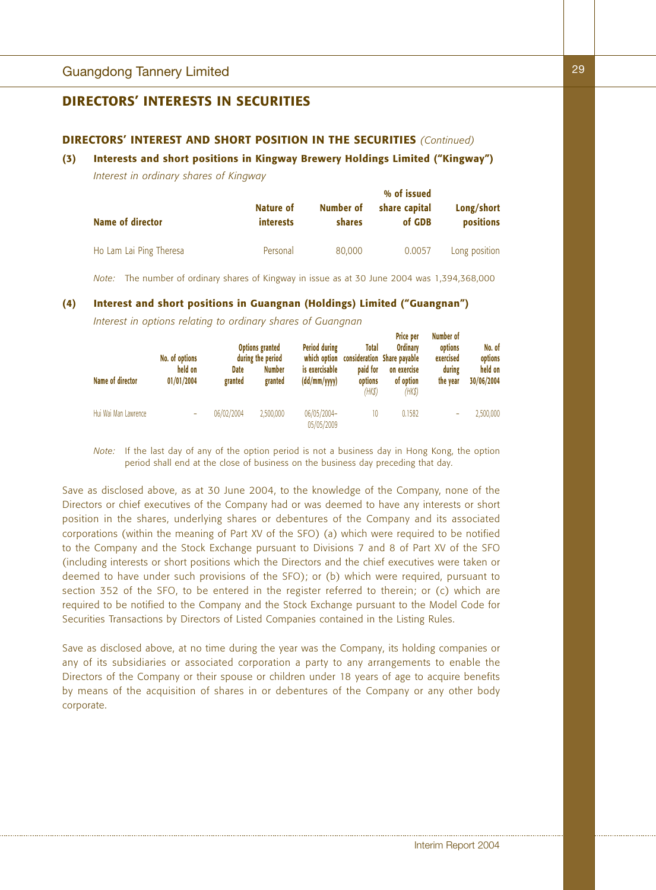## DIRECTORS' INTERESTS IN SECURITIES

### DIRECTORS' INTEREST AND SHORT POSITION IN THE SECURITIES *(Continued)*

**(3) Interests and short positions in Kingway Brewery Holdings Limited ("Kingway")**

*Interest in ordinary shares of Kingway*

| Name of director | Nature of interests | Number of shares | % of issued share capital of GDB | Long/short positions |
|---|---|---|---|---|
| Ho Lam Lai Ping Theresa | Personal | 80,000 | 0.0057 | Long position |

*Note:* The number of ordinary shares of Kingway in issue as at 30 June 2004 was 1,394,368,000

**(4) Interest and short positions in Guangnan (Holdings) Limited ("Guangnan")**

*Interest in options relating to ordinary shares of Guangnan*

| Name of director | No. of options held on 01/01/2004 | Options granted during the period | | Period during which option is exercisable (dd/mm/yyyy) | Total consideration paid for options *(HK$)* | Price per Ordinary Share payable on exercise of option *(HK$)* | Number of options exercised during the year | No. of options held on 30/06/2004 |
|---|---|---|---|---|---|---|---|---|
| | | Date granted | Number granted | | | | | |
| Hui Wai Man Lawrence | – | 06/02/2004 | 2,500,000 | 06/05/2004–05/05/2009 | 10 | 0.1582 | – | 2,500,000 |

*Note:* If the last day of any of the option period is not a business day in Hong Kong, the option period shall end at the close of business on the business day preceding that day.

Save as disclosed above, as at 30 June 2004, to the knowledge of the Company, none of the Directors or chief executives of the Company had or was deemed to have any interests or short position in the shares, underlying shares or debentures of the Company and its associated corporations (within the meaning of Part XV of the SFO) (a) which were required to be notified to the Company and the Stock Exchange pursuant to Divisions 7 and 8 of Part XV of the SFO (including interests or short positions which the Directors and the chief executives were taken or deemed to have under such provisions of the SFO); or (b) which were required, pursuant to section 352 of the SFO, to be entered in the register referred to therein; or (c) which are required to be notified to the Company and the Stock Exchange pursuant to the Model Code for Securities Transactions by Directors of Listed Companies contained in the Listing Rules.

Save as disclosed above, at no time during the year was the Company, its holding companies or any of its subsidiaries or associated corporation a party to any arrangements to enable the Directors of the Company or their spouse or children under 18 years of age to acquire benefits by means of the acquisition of shares in or debentures of the Company or any other body corporate.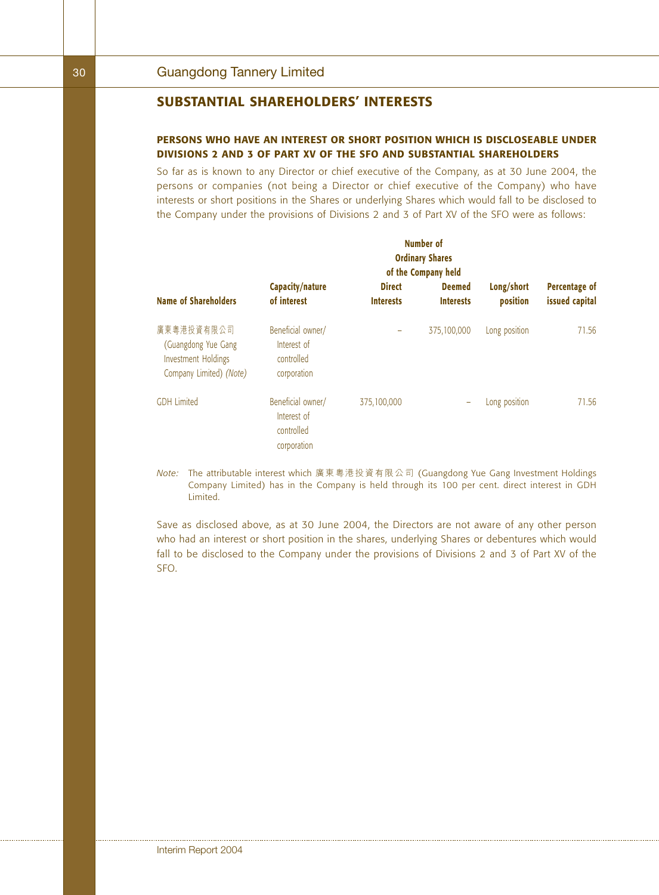## SUBSTANTIAL SHAREHOLDERS' INTERESTS

### PERSONS WHO HAVE AN INTEREST OR SHORT POSITION WHICH IS DISCLOSEABLE UNDER DIVISIONS 2 AND 3 OF PART XV OF THE SFO AND SUBSTANTIAL SHAREHOLDERS

So far as is known to any Director or chief executive of the Company, as at 30 June 2004, the persons or companies (not being a Director or chief executive of the Company) who have interests or short positions in the Shares or underlying Shares which would fall to be disclosed to the Company under the provisions of Divisions 2 and 3 of Part XV of the SFO were as follows:

| Name of Shareholders | Capacity/nature of interest | Number of Ordinary Shares of the Company held – Direct Interests | Number of Ordinary Shares of the Company held – Deemed Interests | Long/short position | Percentage of issued capital |
|---|---|---|---|---|---|
| 廣東粵港投資有限公司 (Guangdong Yue Gang Investment Holdings Company Limited) *(Note)* | Beneficial owner/ Interest of controlled corporation | – | 375,100,000 | Long position | 71.56 |
| GDH Limited | Beneficial owner/ Interest of controlled corporation | 375,100,000 | – | Long position | 71.56 |

*Note:* The attributable interest which 廣東粵港投資有限公司 (Guangdong Yue Gang Investment Holdings Company Limited) has in the Company is held through its 100 per cent. direct interest in GDH Limited.

Save as disclosed above, as at 30 June 2004, the Directors are not aware of any other person who had an interest or short position in the shares, underlying Shares or debentures which would fall to be disclosed to the Company under the provisions of Divisions 2 and 3 of Part XV of the SFO.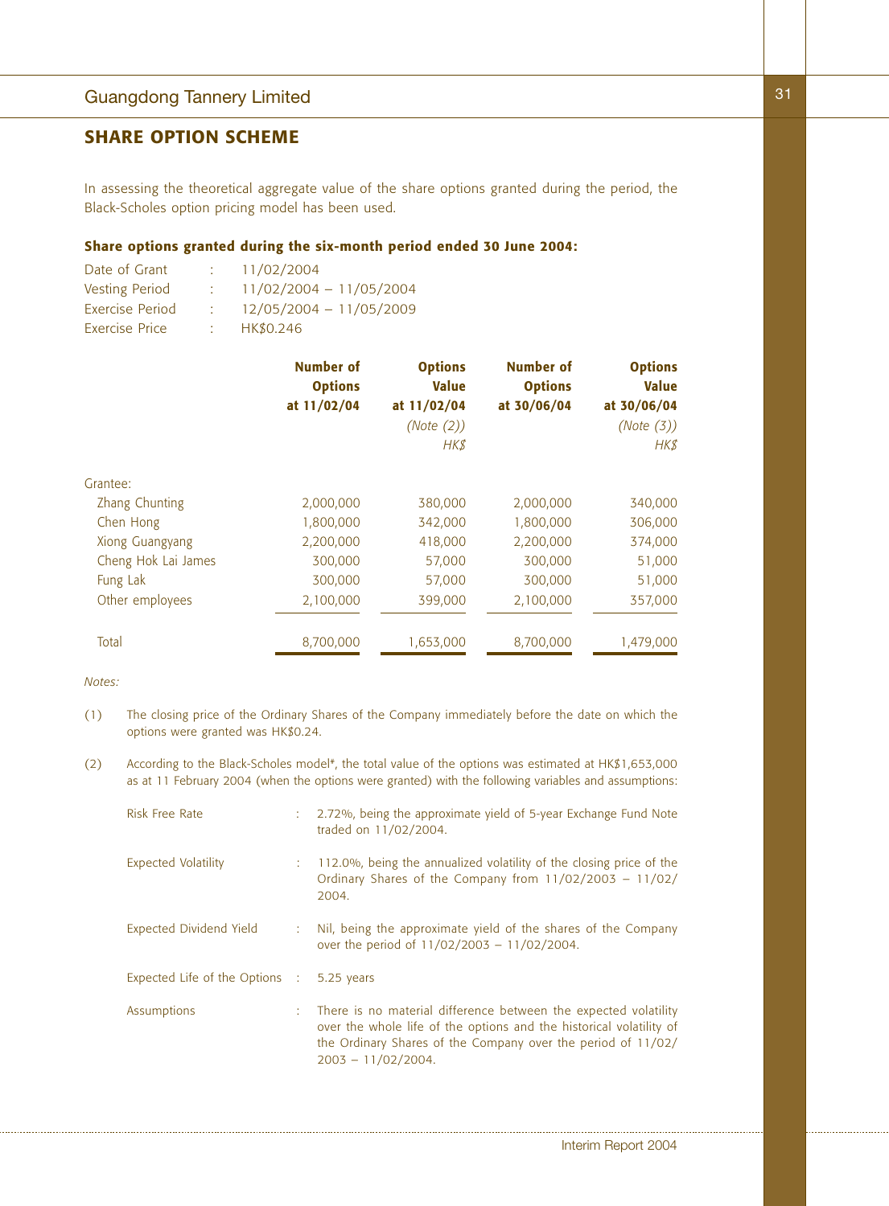## SHARE OPTION SCHEME

In assessing the theoretical aggregate value of the share options granted during the period, the Black-Scholes option pricing model has been used.

### Share options granted during the six-month period ended 30 June 2004:

Date of Grant : 11/02/2004

Vesting Period : 11/02/2004 – 11/05/2004

Exercise Period : 12/05/2004 – 11/05/2009

Exercise Price : HK$0.246

| | Number of Options at 11/02/04 | Options Value at 11/02/04 *(Note (2))* *HK$* | Number of Options at 30/06/04 | Options Value at 30/06/04 *(Note (3))* *HK$* |
|---|---|---|---|---|
| Grantee: | | | | |
| Zhang Chunting | 2,000,000 | 380,000 | 2,000,000 | 340,000 |
| Chen Hong | 1,800,000 | 342,000 | 1,800,000 | 306,000 |
| Xiong Guangyang | 2,200,000 | 418,000 | 2,200,000 | 374,000 |
| Cheng Hok Lai James | 300,000 | 57,000 | 300,000 | 51,000 |
| Fung Lak | 300,000 | 57,000 | 300,000 | 51,000 |
| Other employees | 2,100,000 | 399,000 | 2,100,000 | 357,000 |
| Total | 8,700,000 | 1,653,000 | 8,700,000 | 1,479,000 |

*Notes:*

(1) The closing price of the Ordinary Shares of the Company immediately before the date on which the options were granted was HK$0.24.

(2) According to the Black-Scholes model*, the total value of the options was estimated at HK$1,653,000 as at 11 February 2004 (when the options were granted) with the following variables and assumptions:

| | | |
|---|---|---|
| Risk Free Rate | : | 2.72%, being the approximate yield of 5-year Exchange Fund Note traded on 11/02/2004. |
| Expected Volatility | : | 112.0%, being the annualized volatility of the closing price of the Ordinary Shares of the Company from 11/02/2003 – 11/02/2004. |
| Expected Dividend Yield | : | Nil, being the approximate yield of the shares of the Company over the period of 11/02/2003 – 11/02/2004. |
| Expected Life of the Options | : | 5.25 years |
| Assumptions | : | There is no material difference between the expected volatility over the whole life of the options and the historical volatility of the Ordinary Shares of the Company over the period of 11/02/2003 – 11/02/2004. |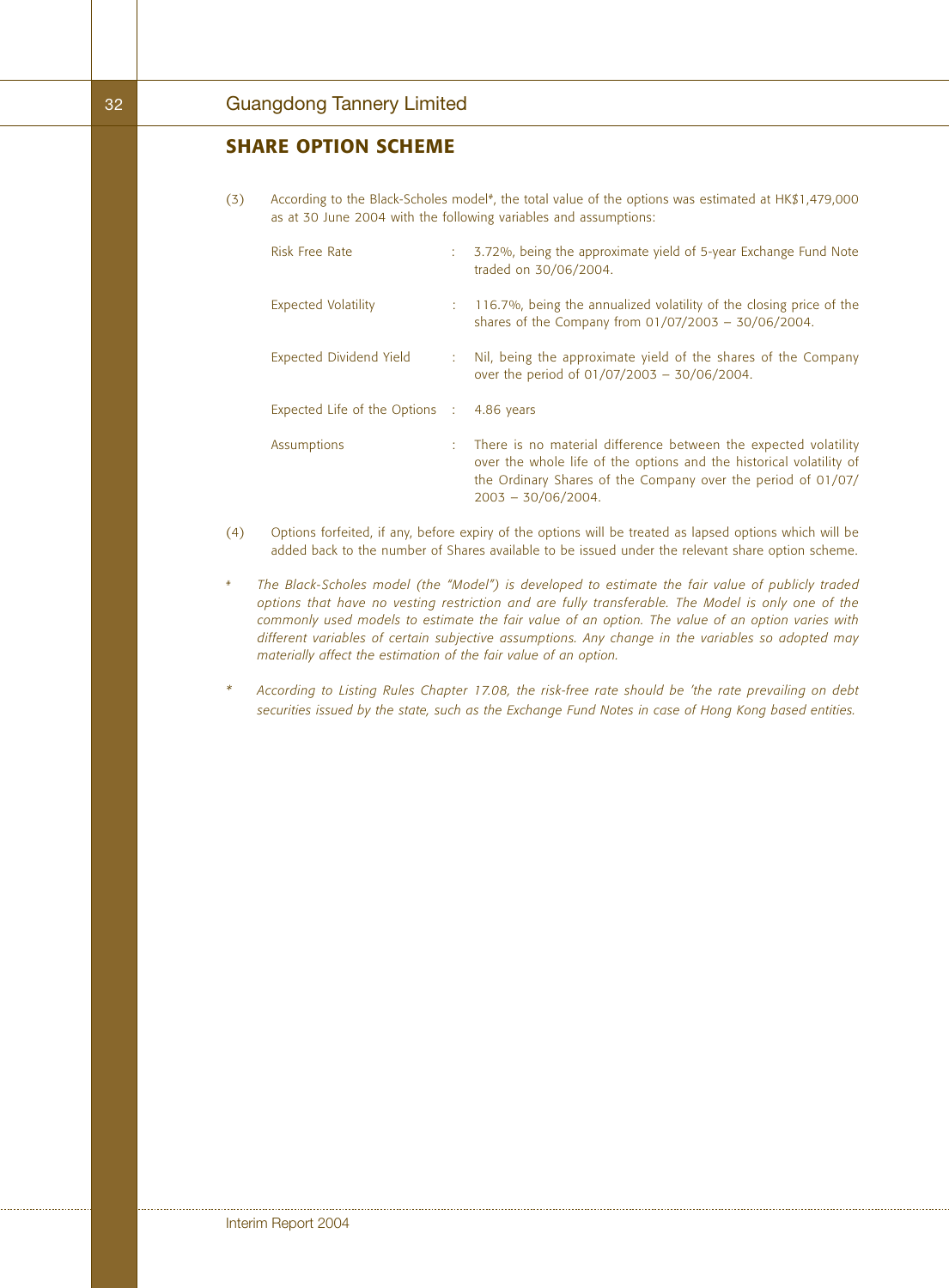## SHARE OPTION SCHEME

(3) According to the Black-Scholes model#, the total value of the options was estimated at HK$1,479,000 as at 30 June 2004 with the following variables and assumptions:

| | | |
|---|---|---|
| Risk Free Rate | : | 3.72%, being the approximate yield of 5-year Exchange Fund Note traded on 30/06/2004. |
| Expected Volatility | : | 116.7%, being the annualized volatility of the closing price of the shares of the Company from 01/07/2003 – 30/06/2004. |
| Expected Dividend Yield | : | Nil, being the approximate yield of the shares of the Company over the period of 01/07/2003 – 30/06/2004. |
| Expected Life of the Options | : | 4.86 years |
| Assumptions | : | There is no material difference between the expected volatility over the whole life of the options and the historical volatility of the Ordinary Shares of the Company over the period of 01/07/2003 – 30/06/2004. |

(4) Options forfeited, if any, before expiry of the options will be treated as lapsed options which will be added back to the number of Shares available to be issued under the relevant share option scheme.

# *The Black-Scholes model (the "Model") is developed to estimate the fair value of publicly traded options that have no vesting restriction and are fully transferable. The Model is only one of the commonly used models to estimate the fair value of an option. The value of an option varies with different variables of certain subjective assumptions. Any change in the variables so adopted may materially affect the estimation of the fair value of an option.*

\* *According to Listing Rules Chapter 17.08, the risk-free rate should be 'the rate prevailing on debt securities issued by the state, such as the Exchange Fund Notes in case of Hong Kong based entities.*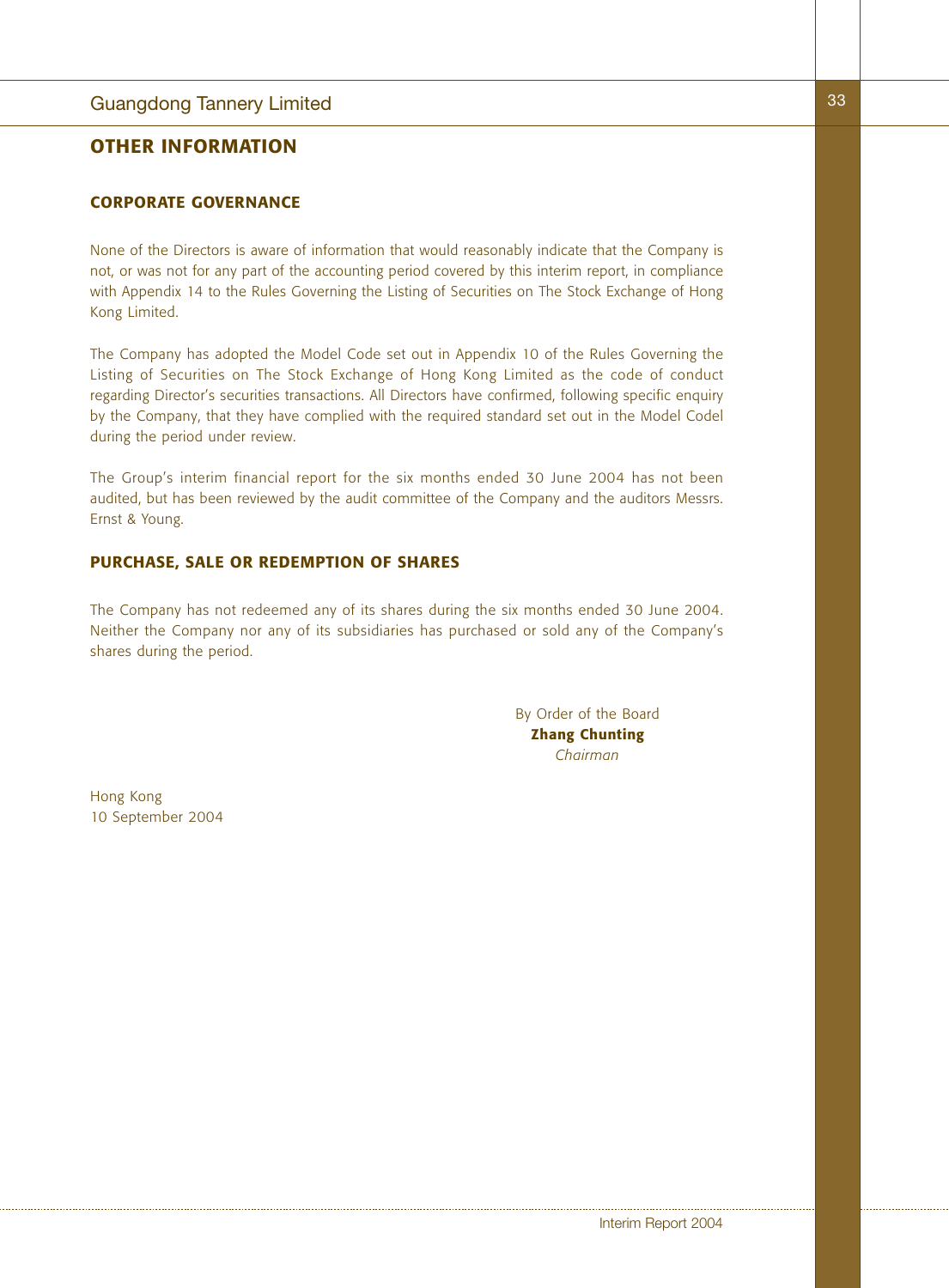## OTHER INFORMATION

### CORPORATE GOVERNANCE

None of the Directors is aware of information that would reasonably indicate that the Company is not, or was not for any part of the accounting period covered by this interim report, in compliance with Appendix 14 to the Rules Governing the Listing of Securities on The Stock Exchange of Hong Kong Limited.

The Company has adopted the Model Code set out in Appendix 10 of the Rules Governing the Listing of Securities on The Stock Exchange of Hong Kong Limited as the code of conduct regarding Director's securities transactions. All Directors have confirmed, following specific enquiry by the Company, that they have complied with the required standard set out in the Model Codel during the period under review.

The Group's interim financial report for the six months ended 30 June 2004 has not been audited, but has been reviewed by the audit committee of the Company and the auditors Messrs. Ernst & Young.

### PURCHASE, SALE OR REDEMPTION OF SHARES

The Company has not redeemed any of its shares during the six months ended 30 June 2004. Neither the Company nor any of its subsidiaries has purchased or sold any of the Company's shares during the period.

By Order of the Board
**Zhang Chunting**
*Chairman*

Hong Kong
10 September 2004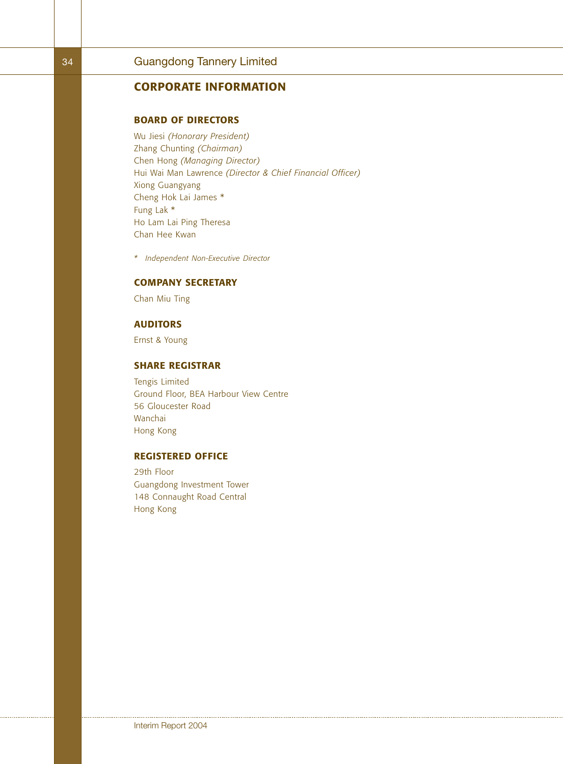# CORPORATE INFORMATION

## BOARD OF DIRECTORS

Wu Jiesi *(Honorary President)*
Zhang Chunting *(Chairman)*
Chen Hong *(Managing Director)*
Hui Wai Man Lawrence *(Director & Chief Financial Officer)*
Xiong Guangyang
Cheng Hok Lai James *
Fung Lak *
Ho Lam Lai Ping Theresa
Chan Hee Kwan

* *Independent Non-Executive Director*

## COMPANY SECRETARY

Chan Miu Ting

## AUDITORS

Ernst & Young

## SHARE REGISTRAR

Tengis Limited
Ground Floor, BEA Harbour View Centre
56 Gloucester Road
Wanchai
Hong Kong

## REGISTERED OFFICE

29th Floor
Guangdong Investment Tower
148 Connaught Road Central
Hong Kong